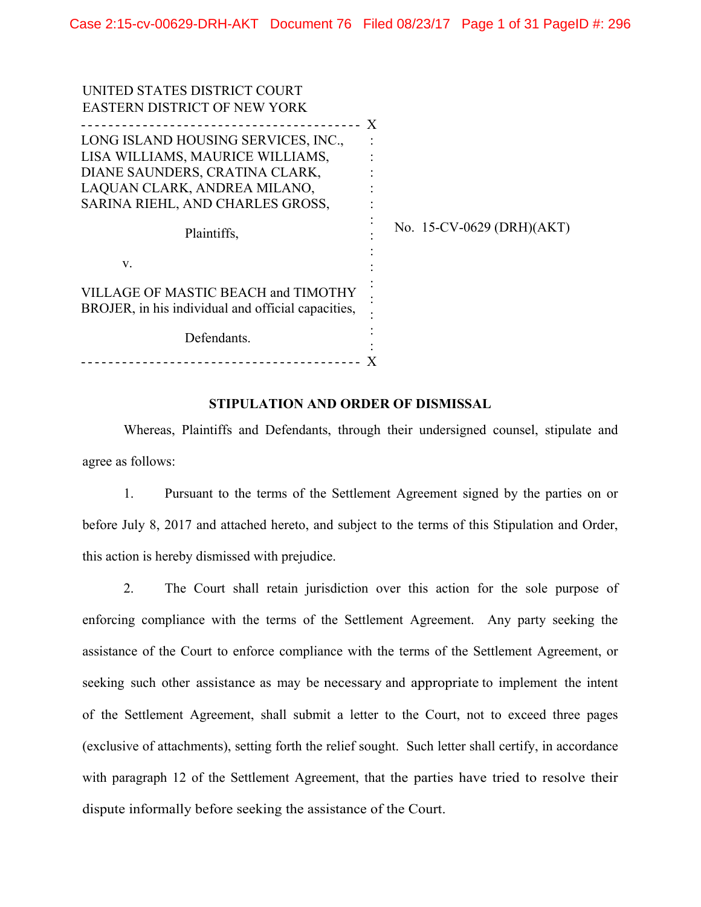UNITED STATES DISTRICT COURT
EASTERN DISTRICT OF NEW YORK

LONG ISLAND HOUSING SERVICES, INC., LISA WILLIAMS, MAURICE WILLIAMS, DIANE SAUNDERS, CRATINA CLARK, LAQUAN CLARK, ANDREA MILANO, SARINA RIEHL, AND CHARLES GROSS,

Plaintiffs,

v.

VILLAGE OF MASTIC BEACH and TIMOTHY BROJER, in his individual and official capacities,

Defendants.

No. 15-CV-0629 (DRH)(AKT)

**STIPULATION AND ORDER OF DISMISSAL**

Whereas, Plaintiffs and Defendants, through their undersigned counsel, stipulate and agree as follows:

1. Pursuant to the terms of the Settlement Agreement signed by the parties on or before July 8, 2017 and attached hereto, and subject to the terms of this Stipulation and Order, this action is hereby dismissed with prejudice.

2. The Court shall retain jurisdiction over this action for the sole purpose of enforcing compliance with the terms of the Settlement Agreement. Any party seeking the assistance of the Court to enforce compliance with the terms of the Settlement Agreement, or seeking such other assistance as may be necessary and appropriate to implement the intent of the Settlement Agreement, shall submit a letter to the Court, not to exceed three pages (exclusive of attachments), setting forth the relief sought. Such letter shall certify, in accordance with paragraph 12 of the Settlement Agreement, that the parties have tried to resolve their dispute informally before seeking the assistance of the Court.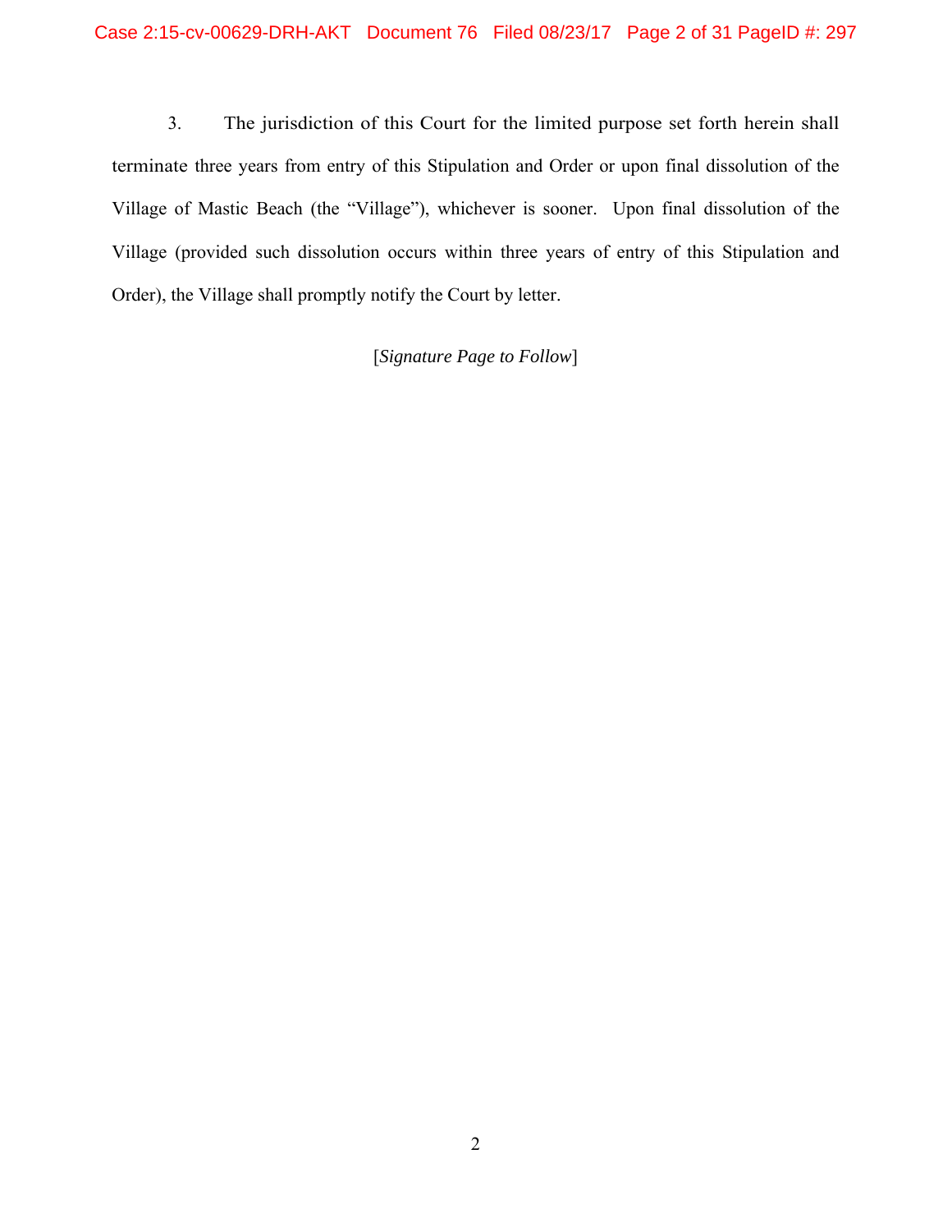3. The jurisdiction of this Court for the limited purpose set forth herein shall terminate three years from entry of this Stipulation and Order or upon final dissolution of the Village of Mastic Beach (the "Village"), whichever is sooner. Upon final dissolution of the Village (provided such dissolution occurs within three years of entry of this Stipulation and Order), the Village shall promptly notify the Court by letter.

[*Signature Page to Follow*]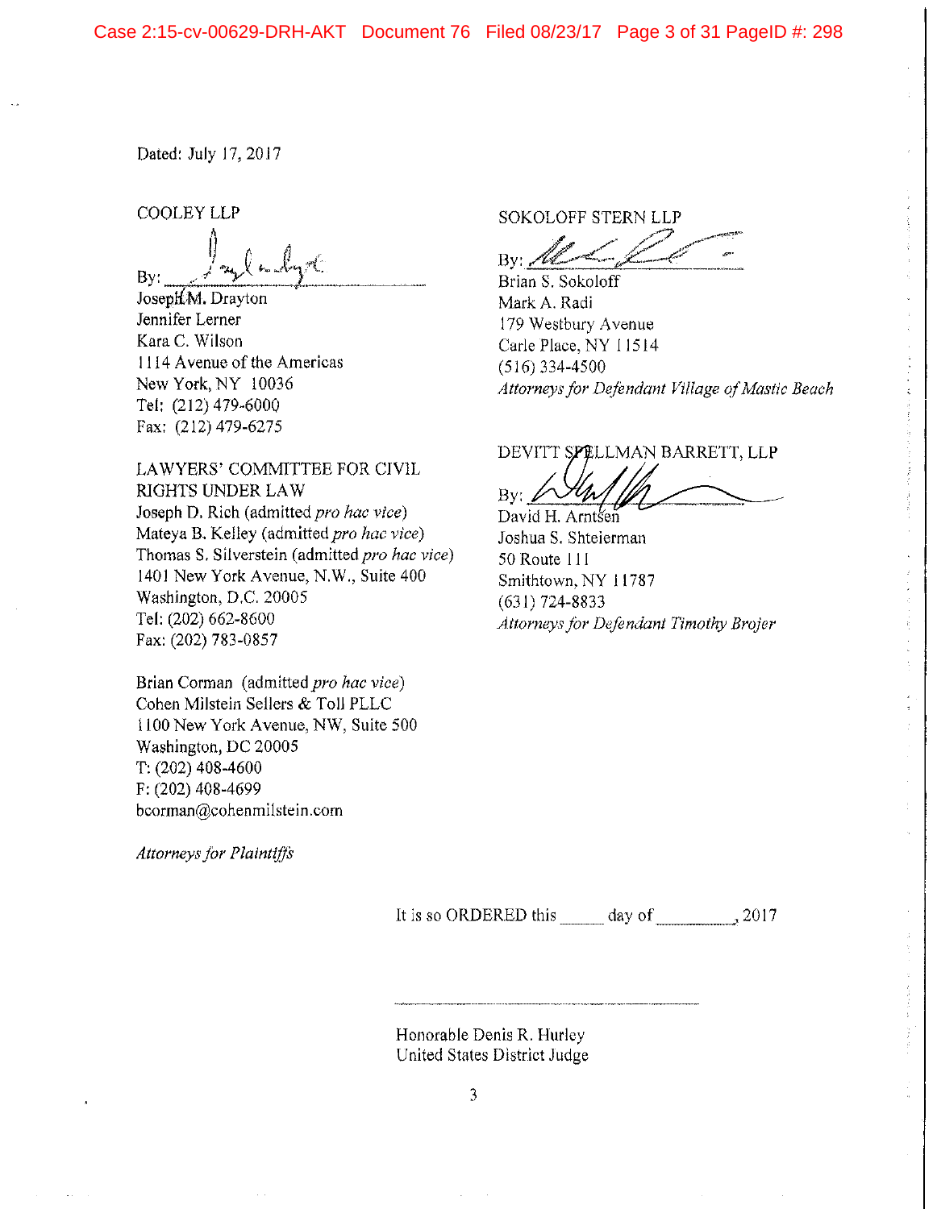Dated: July 17, 2017

COOLEY LLP

By: ______________________
Joseph M. Drayton
Jennifer Lerner
Kara C. Wilson
1114 Avenue of the Americas
New York, NY 10036
Tel: (212) 479-6000
Fax: (212) 479-6275

LAWYERS' COMMITTEE FOR CIVIL RIGHTS UNDER LAW
Joseph D. Rich (admitted *pro hac vice*)
Mateya B. Kelley (admitted *pro hac vice*)
Thomas S. Silverstein (admitted *pro hac vice*)
1401 New York Avenue, N.W., Suite 400
Washington, D.C. 20005
Tel: (202) 662-8600
Fax: (202) 783-0857

Brian Corman (admitted *pro hac vice*)
Cohen Milstein Sellers & Toll PLLC
1100 New York Avenue, NW, Suite 500
Washington, DC 20005
T: (202) 408-4600
F: (202) 408-4699
bcorman@cohenmilstein.com

*Attorneys for Plaintiffs*

SOKOLOFF STERN LLP

By: ______________________
Brian S. Sokoloff
Mark A. Radi
179 Westbury Avenue
Carle Place, NY 11514
(516) 334-4500
*Attorneys for Defendant Village of Mastic Beach*

DEVITT SPELLMAN BARRETT, LLP

By: ______________________
David H. Arntsen
Joshua S. Shteierman
50 Route 111
Smithtown, NY 11787
(631) 724-8833
*Attorneys for Defendant Timothy Brojer*

It is so ORDERED this _____ day of __________, 2017

______________________________

Honorable Denis R. Hurley
United States District Judge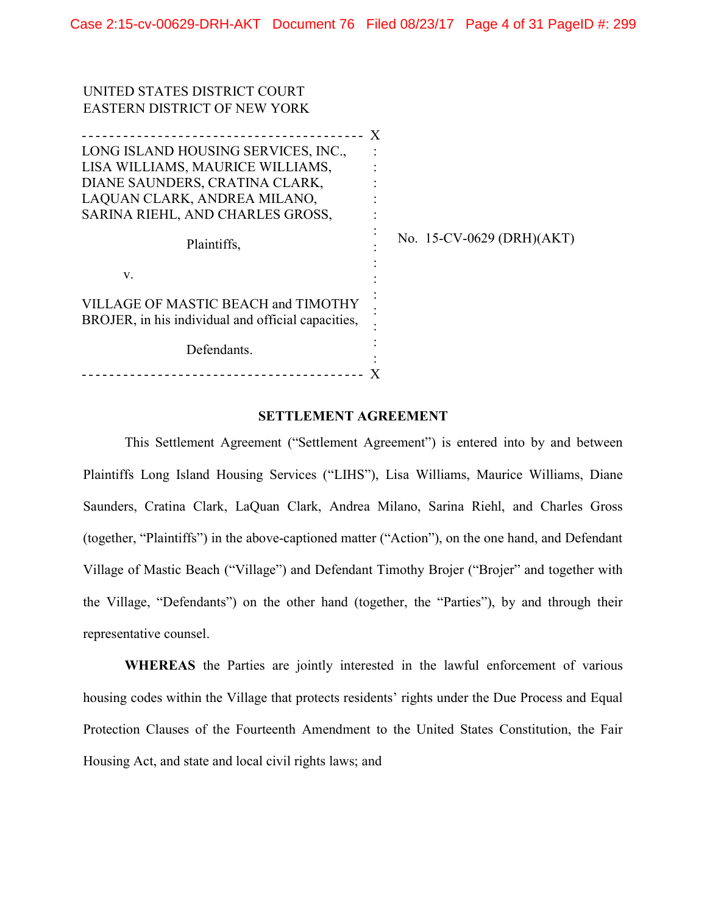UNITED STATES DISTRICT COURT
EASTERN DISTRICT OF NEW YORK

| | | |
|---|---|---|
| LONG ISLAND HOUSING SERVICES, INC., LISA WILLIAMS, MAURICE WILLIAMS, DIANE SAUNDERS, CRATINA CLARK, LAQUAN CLARK, ANDREA MILANO, SARINA RIEHL, AND CHARLES GROSS,<br><br>Plaintiffs,<br><br>v.<br><br>VILLAGE OF MASTIC BEACH and TIMOTHY BROJER, in his individual and official capacities,<br><br>Defendants. | : | No. 15-CV-0629 (DRH)(AKT) |

## SETTLEMENT AGREEMENT

This Settlement Agreement ("Settlement Agreement") is entered into by and between Plaintiffs Long Island Housing Services ("LIHS"), Lisa Williams, Maurice Williams, Diane Saunders, Cratina Clark, LaQuan Clark, Andrea Milano, Sarina Riehl, and Charles Gross (together, "Plaintiffs") in the above-captioned matter ("Action"), on the one hand, and Defendant Village of Mastic Beach ("Village") and Defendant Timothy Brojer ("Brojer" and together with the Village, "Defendants") on the other hand (together, the "Parties"), by and through their representative counsel.

**WHEREAS** the Parties are jointly interested in the lawful enforcement of various housing codes within the Village that protects residents' rights under the Due Process and Equal Protection Clauses of the Fourteenth Amendment to the United States Constitution, the Fair Housing Act, and state and local civil rights laws; and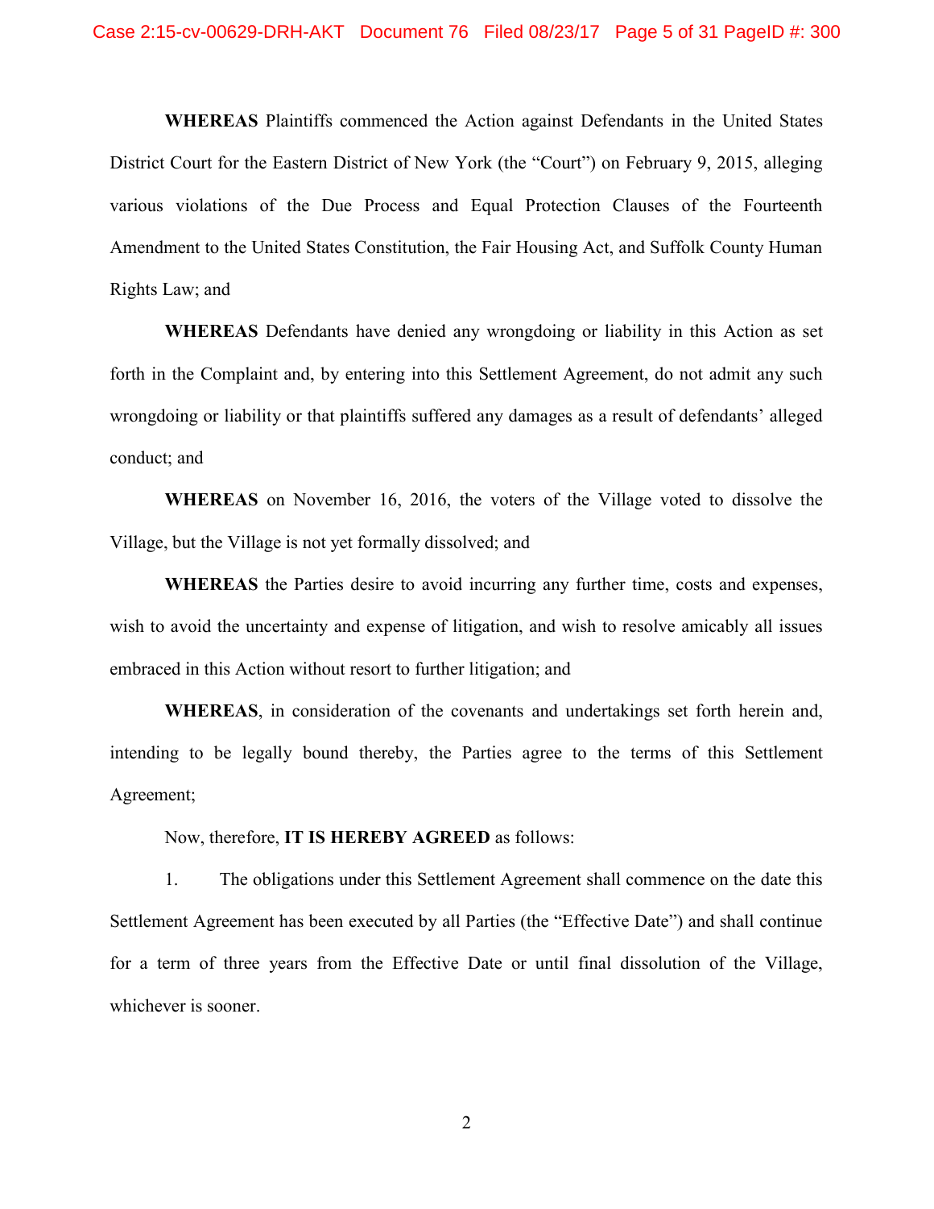**WHEREAS** Plaintiffs commenced the Action against Defendants in the United States District Court for the Eastern District of New York (the "Court") on February 9, 2015, alleging various violations of the Due Process and Equal Protection Clauses of the Fourteenth Amendment to the United States Constitution, the Fair Housing Act, and Suffolk County Human Rights Law; and

**WHEREAS** Defendants have denied any wrongdoing or liability in this Action as set forth in the Complaint and, by entering into this Settlement Agreement, do not admit any such wrongdoing or liability or that plaintiffs suffered any damages as a result of defendants' alleged conduct; and

**WHEREAS** on November 16, 2016, the voters of the Village voted to dissolve the Village, but the Village is not yet formally dissolved; and

**WHEREAS** the Parties desire to avoid incurring any further time, costs and expenses, wish to avoid the uncertainty and expense of litigation, and wish to resolve amicably all issues embraced in this Action without resort to further litigation; and

**WHEREAS**, in consideration of the covenants and undertakings set forth herein and, intending to be legally bound thereby, the Parties agree to the terms of this Settlement Agreement;

Now, therefore, **IT IS HEREBY AGREED** as follows:

1. The obligations under this Settlement Agreement shall commence on the date this Settlement Agreement has been executed by all Parties (the "Effective Date") and shall continue for a term of three years from the Effective Date or until final dissolution of the Village, whichever is sooner.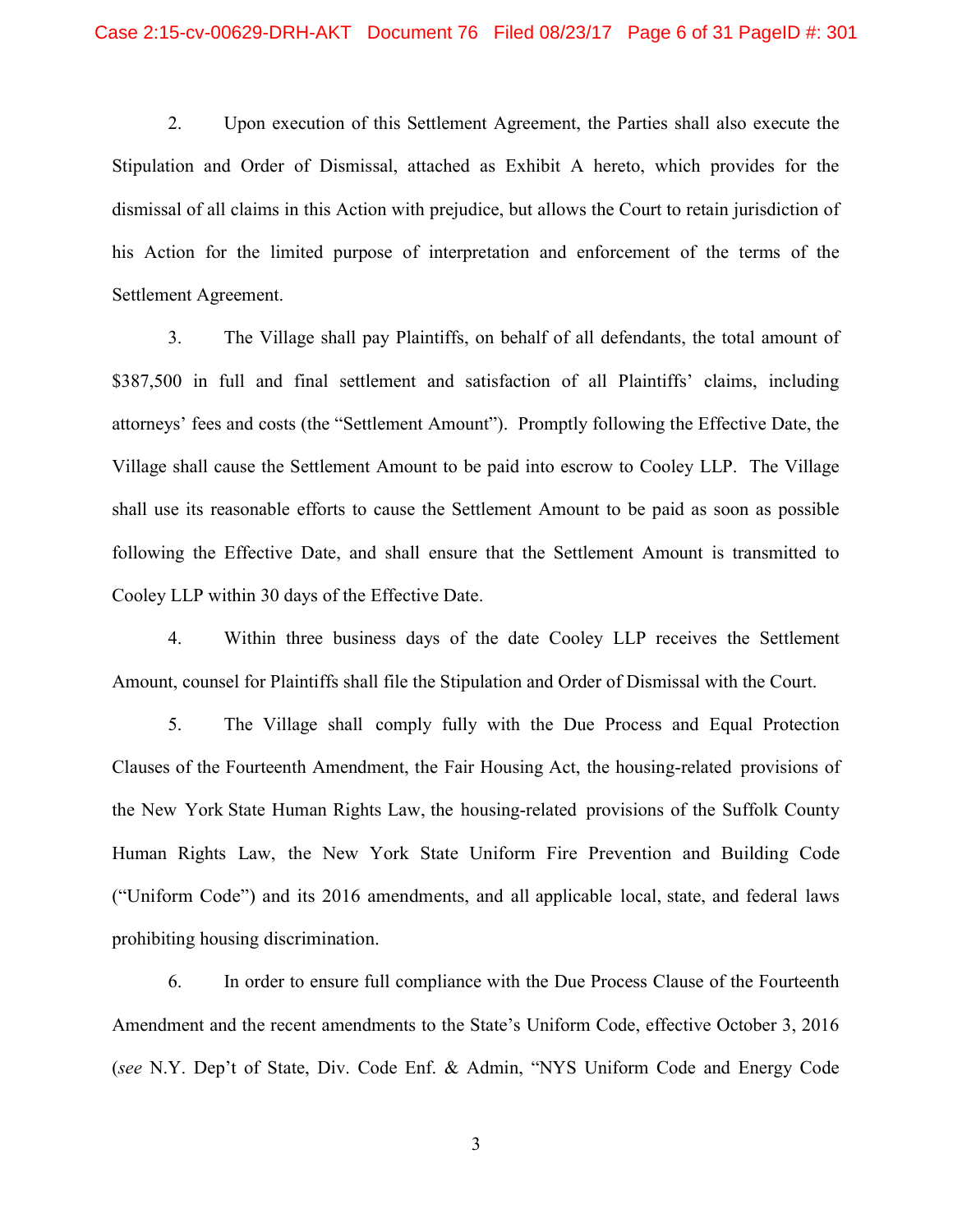2. Upon execution of this Settlement Agreement, the Parties shall also execute the Stipulation and Order of Dismissal, attached as Exhibit A hereto, which provides for the dismissal of all claims in this Action with prejudice, but allows the Court to retain jurisdiction of his Action for the limited purpose of interpretation and enforcement of the terms of the Settlement Agreement.

3. The Village shall pay Plaintiffs, on behalf of all defendants, the total amount of $387,500 in full and final settlement and satisfaction of all Plaintiffs' claims, including attorneys' fees and costs (the "Settlement Amount"). Promptly following the Effective Date, the Village shall cause the Settlement Amount to be paid into escrow to Cooley LLP. The Village shall use its reasonable efforts to cause the Settlement Amount to be paid as soon as possible following the Effective Date, and shall ensure that the Settlement Amount is transmitted to Cooley LLP within 30 days of the Effective Date.

4. Within three business days of the date Cooley LLP receives the Settlement Amount, counsel for Plaintiffs shall file the Stipulation and Order of Dismissal with the Court.

5. The Village shall comply fully with the Due Process and Equal Protection Clauses of the Fourteenth Amendment, the Fair Housing Act, the housing-related provisions of the New York State Human Rights Law, the housing-related provisions of the Suffolk County Human Rights Law, the New York State Uniform Fire Prevention and Building Code ("Uniform Code") and its 2016 amendments, and all applicable local, state, and federal laws prohibiting housing discrimination.

6. In order to ensure full compliance with the Due Process Clause of the Fourteenth Amendment and the recent amendments to the State's Uniform Code, effective October 3, 2016 (*see* N.Y. Dep't of State, Div. Code Enf. & Admin, "NYS Uniform Code and Energy Code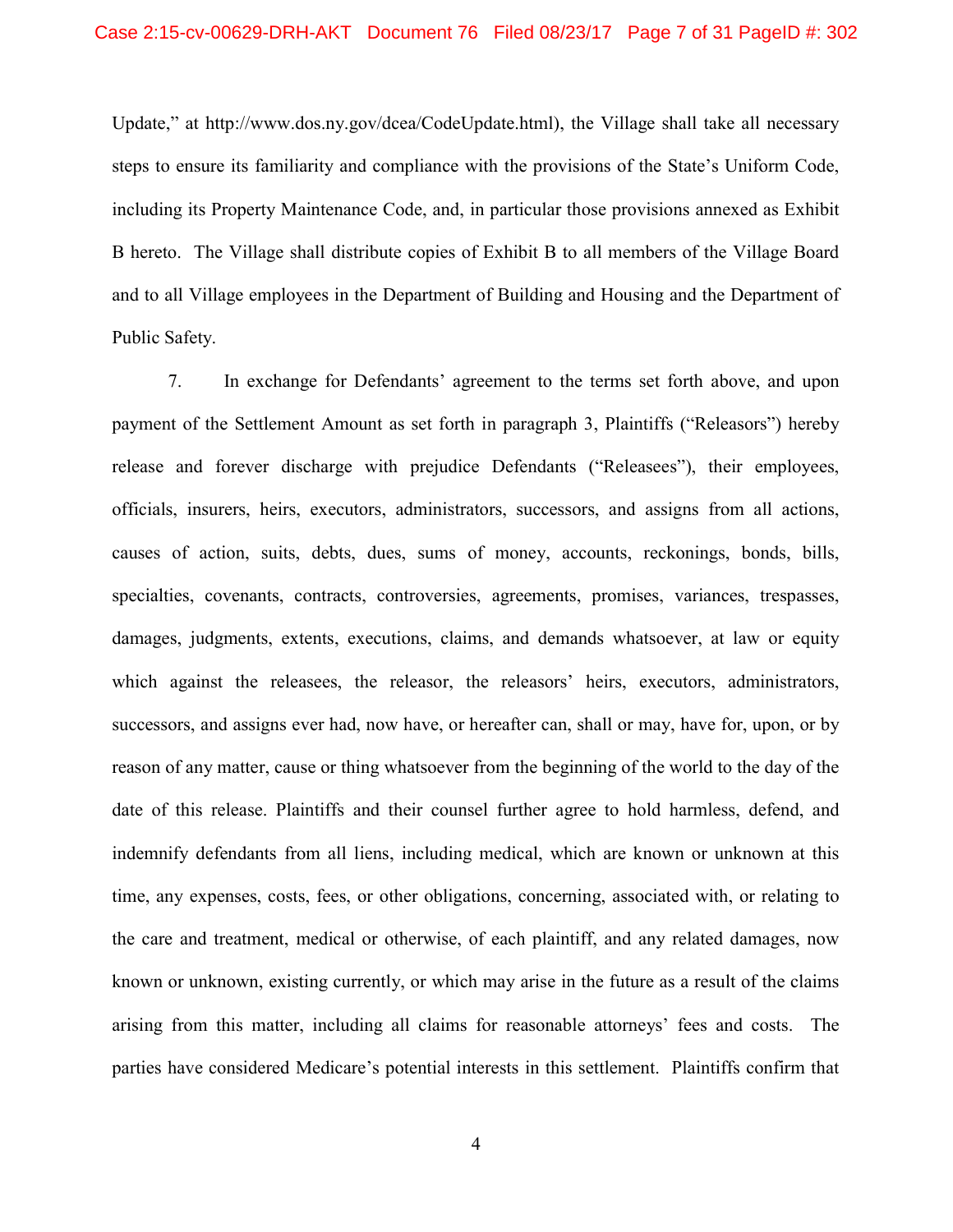Update," at http://www.dos.ny.gov/dcea/CodeUpdate.html), the Village shall take all necessary steps to ensure its familiarity and compliance with the provisions of the State's Uniform Code, including its Property Maintenance Code, and, in particular those provisions annexed as Exhibit B hereto. The Village shall distribute copies of Exhibit B to all members of the Village Board and to all Village employees in the Department of Building and Housing and the Department of Public Safety.

7. In exchange for Defendants' agreement to the terms set forth above, and upon payment of the Settlement Amount as set forth in paragraph 3, Plaintiffs ("Releasors") hereby release and forever discharge with prejudice Defendants ("Releasees"), their employees, officials, insurers, heirs, executors, administrators, successors, and assigns from all actions, causes of action, suits, debts, dues, sums of money, accounts, reckonings, bonds, bills, specialties, covenants, contracts, controversies, agreements, promises, variances, trespasses, damages, judgments, extents, executions, claims, and demands whatsoever, at law or equity which against the releasees, the releasor, the releasors' heirs, executors, administrators, successors, and assigns ever had, now have, or hereafter can, shall or may, have for, upon, or by reason of any matter, cause or thing whatsoever from the beginning of the world to the day of the date of this release. Plaintiffs and their counsel further agree to hold harmless, defend, and indemnify defendants from all liens, including medical, which are known or unknown at this time, any expenses, costs, fees, or other obligations, concerning, associated with, or relating to the care and treatment, medical or otherwise, of each plaintiff, and any related damages, now known or unknown, existing currently, or which may arise in the future as a result of the claims arising from this matter, including all claims for reasonable attorneys' fees and costs. The parties have considered Medicare's potential interests in this settlement. Plaintiffs confirm that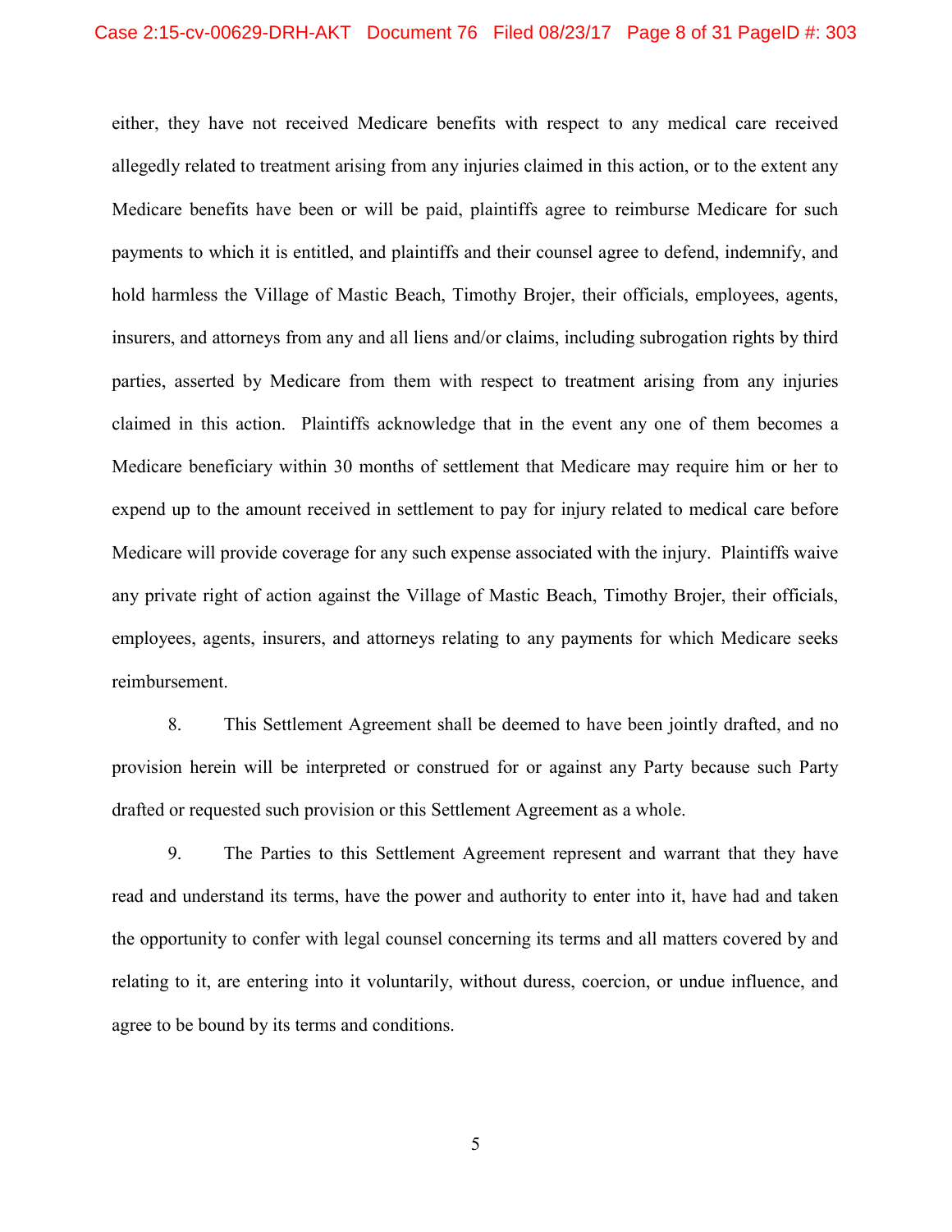either, they have not received Medicare benefits with respect to any medical care received allegedly related to treatment arising from any injuries claimed in this action, or to the extent any Medicare benefits have been or will be paid, plaintiffs agree to reimburse Medicare for such payments to which it is entitled, and plaintiffs and their counsel agree to defend, indemnify, and hold harmless the Village of Mastic Beach, Timothy Brojer, their officials, employees, agents, insurers, and attorneys from any and all liens and/or claims, including subrogation rights by third parties, asserted by Medicare from them with respect to treatment arising from any injuries claimed in this action. Plaintiffs acknowledge that in the event any one of them becomes a Medicare beneficiary within 30 months of settlement that Medicare may require him or her to expend up to the amount received in settlement to pay for injury related to medical care before Medicare will provide coverage for any such expense associated with the injury. Plaintiffs waive any private right of action against the Village of Mastic Beach, Timothy Brojer, their officials, employees, agents, insurers, and attorneys relating to any payments for which Medicare seeks reimbursement.

8. This Settlement Agreement shall be deemed to have been jointly drafted, and no provision herein will be interpreted or construed for or against any Party because such Party drafted or requested such provision or this Settlement Agreement as a whole.

9. The Parties to this Settlement Agreement represent and warrant that they have read and understand its terms, have the power and authority to enter into it, have had and taken the opportunity to confer with legal counsel concerning its terms and all matters covered by and relating to it, are entering into it voluntarily, without duress, coercion, or undue influence, and agree to be bound by its terms and conditions.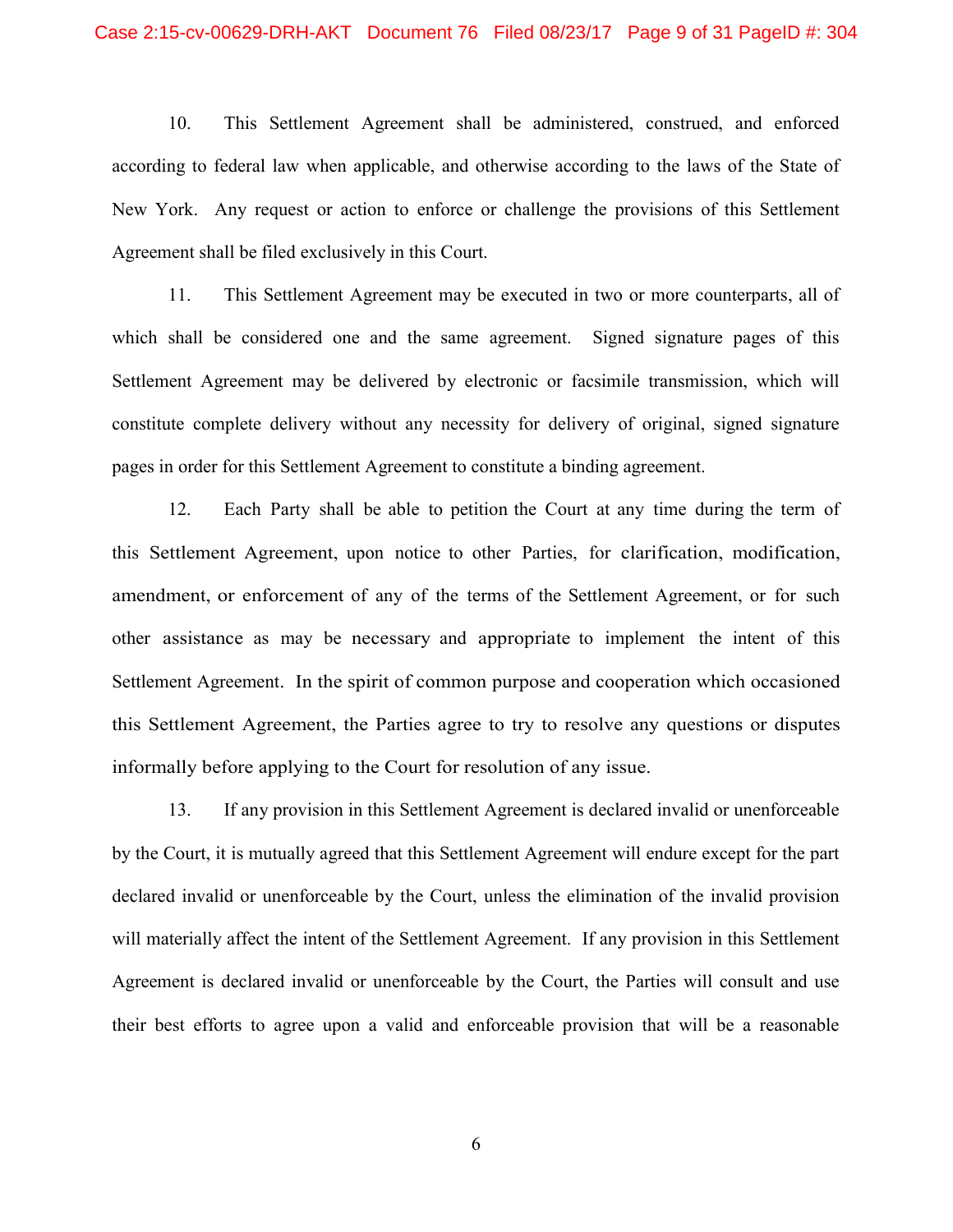10. This Settlement Agreement shall be administered, construed, and enforced according to federal law when applicable, and otherwise according to the laws of the State of New York. Any request or action to enforce or challenge the provisions of this Settlement Agreement shall be filed exclusively in this Court.

11. This Settlement Agreement may be executed in two or more counterparts, all of which shall be considered one and the same agreement. Signed signature pages of this Settlement Agreement may be delivered by electronic or facsimile transmission, which will constitute complete delivery without any necessity for delivery of original, signed signature pages in order for this Settlement Agreement to constitute a binding agreement.

12. Each Party shall be able to petition the Court at any time during the term of this Settlement Agreement, upon notice to other Parties, for clarification, modification, amendment, or enforcement of any of the terms of the Settlement Agreement, or for such other assistance as may be necessary and appropriate to implement the intent of this Settlement Agreement. In the spirit of common purpose and cooperation which occasioned this Settlement Agreement, the Parties agree to try to resolve any questions or disputes informally before applying to the Court for resolution of any issue.

13. If any provision in this Settlement Agreement is declared invalid or unenforceable by the Court, it is mutually agreed that this Settlement Agreement will endure except for the part declared invalid or unenforceable by the Court, unless the elimination of the invalid provision will materially affect the intent of the Settlement Agreement. If any provision in this Settlement Agreement is declared invalid or unenforceable by the Court, the Parties will consult and use their best efforts to agree upon a valid and enforceable provision that will be a reasonable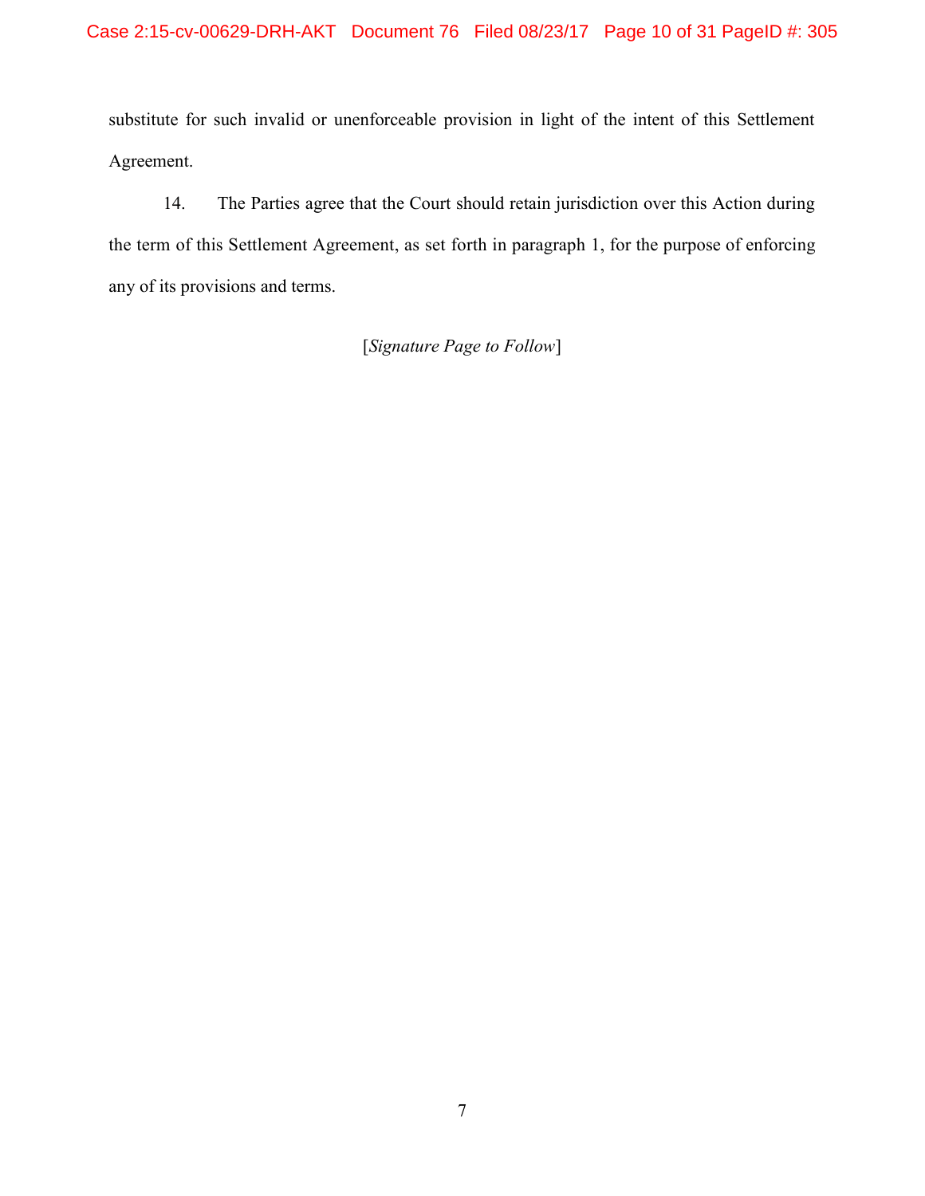substitute for such invalid or unenforceable provision in light of the intent of this Settlement Agreement.

14. The Parties agree that the Court should retain jurisdiction over this Action during the term of this Settlement Agreement, as set forth in paragraph 1, for the purpose of enforcing any of its provisions and terms.

[*Signature Page to Follow*]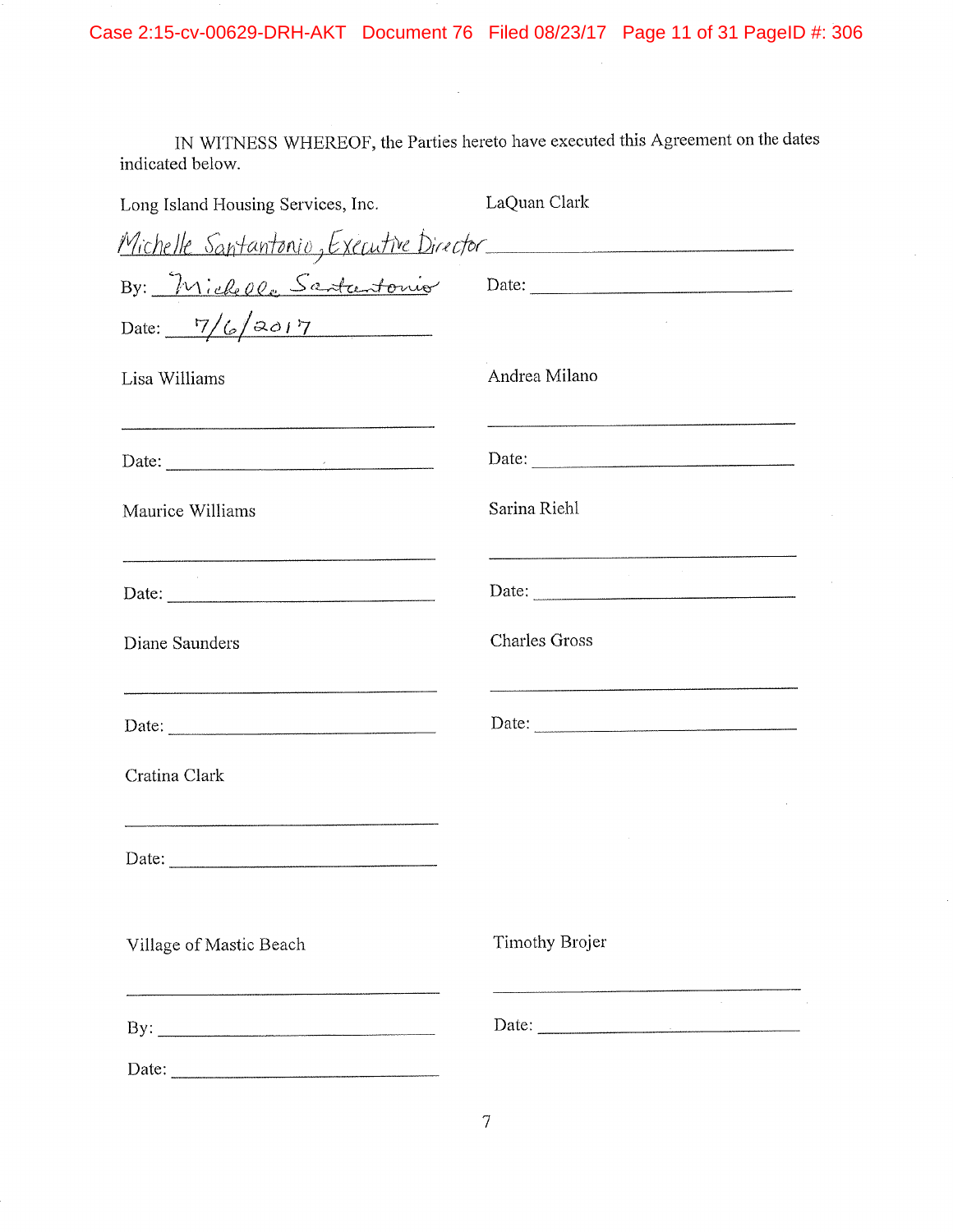IN WITNESS WHEREOF, the Parties hereto have executed this Agreement on the dates indicated below.

Long Island Housing Services, Inc.

Michelle Santantonio, Executive Director

By: Michelle Santantonio

Date: 7/6/2017

LaQuan Clark

_______________________________

Date: _______________________________

Lisa Williams

_______________________________

Date: _______________________________

Andrea Milano

_______________________________

Date: _______________________________

Maurice Williams

_______________________________

Date: _______________________________

Sarina Riehl

_______________________________

Date: _______________________________

Diane Saunders

_______________________________

Date: _______________________________

Charles Gross

_______________________________

Date: _______________________________

Cratina Clark

_______________________________

Date: _______________________________

Village of Mastic Beach

_______________________________

By: _______________________________

Date: _______________________________

Timothy Brojer

_______________________________

Date: _______________________________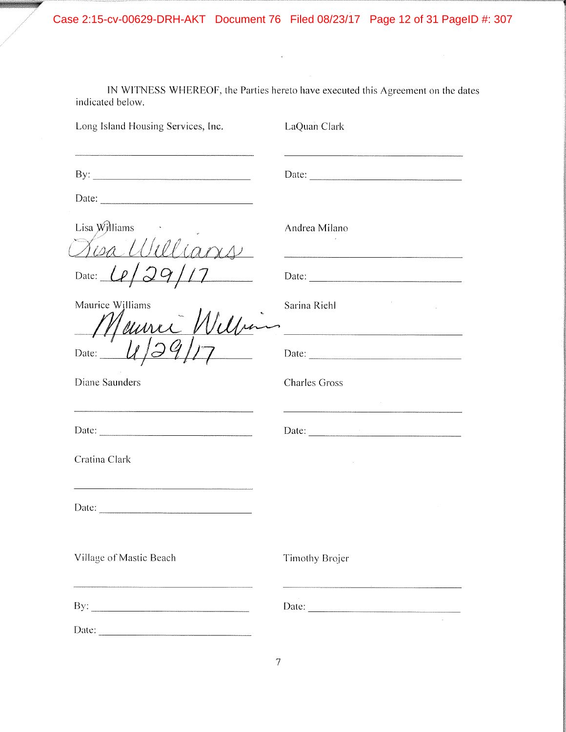IN WITNESS WHEREOF, the Parties hereto have executed this Agreement on the dates indicated below.

| | |
|---|---|
| Long Island Housing Services, Inc. | LaQuan Clark |
| ______________________________ | ______________________________ |
| By: ___________________________ | Date: _________________________ |
| Date: _________________________ | |
| Lisa Williams | Andrea Milano |
| *Lisa Williams* | ______________________________ |
| Date: *6/29/17* | Date: _________________________ |
| Maurice Williams | Sarina Riehl |
| *Maurice Williams* | ______________________________ |
| Date: *6/29/17* | Date: _________________________ |
| Diane Saunders | Charles Gross |
| ______________________________ | ______________________________ |
| Date: _________________________ | Date: _________________________ |
| Cratina Clark | |
| ______________________________ | |
| Date: _________________________ | |
| Village of Mastic Beach | Timothy Brojer |
| ______________________________ | ______________________________ |
| By: ___________________________ | Date: _________________________ |
| Date: _________________________ | |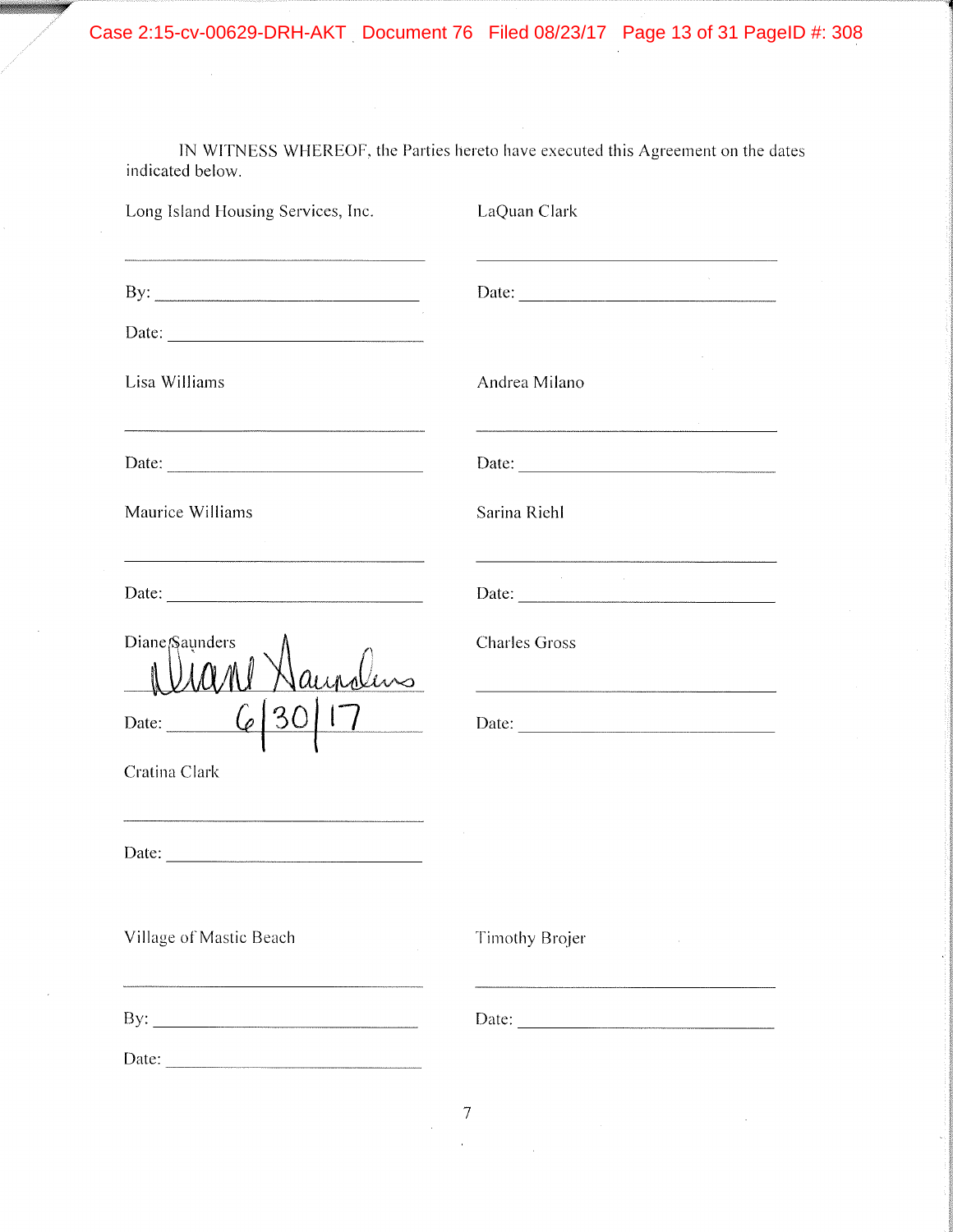IN WITNESS WHEREOF, the Parties hereto have executed this Agreement on the dates indicated below.

Long Island Housing Services, Inc.

\_\_\_\_\_\_\_\_\_\_\_\_\_\_\_\_\_\_\_\_\_\_\_\_\_\_\_\_\_\_\_\_

By: \_\_\_\_\_\_\_\_\_\_\_\_\_\_\_\_\_\_\_\_\_\_\_\_\_\_\_\_

Date: \_\_\_\_\_\_\_\_\_\_\_\_\_\_\_\_\_\_\_\_\_\_\_\_\_\_\_

LaQuan Clark

\_\_\_\_\_\_\_\_\_\_\_\_\_\_\_\_\_\_\_\_\_\_\_\_\_\_\_\_\_\_\_\_

Date: \_\_\_\_\_\_\_\_\_\_\_\_\_\_\_\_\_\_\_\_\_\_\_\_\_\_\_

Lisa Williams

\_\_\_\_\_\_\_\_\_\_\_\_\_\_\_\_\_\_\_\_\_\_\_\_\_\_\_\_\_\_\_\_

Date: \_\_\_\_\_\_\_\_\_\_\_\_\_\_\_\_\_\_\_\_\_\_\_\_\_\_\_

Andrea Milano

\_\_\_\_\_\_\_\_\_\_\_\_\_\_\_\_\_\_\_\_\_\_\_\_\_\_\_\_\_\_\_\_

Date: \_\_\_\_\_\_\_\_\_\_\_\_\_\_\_\_\_\_\_\_\_\_\_\_\_\_\_

Maurice Williams

\_\_\_\_\_\_\_\_\_\_\_\_\_\_\_\_\_\_\_\_\_\_\_\_\_\_\_\_\_\_\_\_

Date: \_\_\_\_\_\_\_\_\_\_\_\_\_\_\_\_\_\_\_\_\_\_\_\_\_\_\_

Sarina Riehl

\_\_\_\_\_\_\_\_\_\_\_\_\_\_\_\_\_\_\_\_\_\_\_\_\_\_\_\_\_\_\_\_

Date: \_\_\_\_\_\_\_\_\_\_\_\_\_\_\_\_\_\_\_\_\_\_\_\_\_\_\_

Diane Saunders

*Diane Saunders* (signature)

Date: 6/30/17

Charles Gross

\_\_\_\_\_\_\_\_\_\_\_\_\_\_\_\_\_\_\_\_\_\_\_\_\_\_\_\_\_\_\_\_

Date: \_\_\_\_\_\_\_\_\_\_\_\_\_\_\_\_\_\_\_\_\_\_\_\_\_\_\_

Cratina Clark

\_\_\_\_\_\_\_\_\_\_\_\_\_\_\_\_\_\_\_\_\_\_\_\_\_\_\_\_\_\_\_\_

Date: \_\_\_\_\_\_\_\_\_\_\_\_\_\_\_\_\_\_\_\_\_\_\_\_\_\_\_

Village of Mastic Beach

\_\_\_\_\_\_\_\_\_\_\_\_\_\_\_\_\_\_\_\_\_\_\_\_\_\_\_\_\_\_\_\_

By: \_\_\_\_\_\_\_\_\_\_\_\_\_\_\_\_\_\_\_\_\_\_\_\_\_\_\_\_

Date: \_\_\_\_\_\_\_\_\_\_\_\_\_\_\_\_\_\_\_\_\_\_\_\_\_\_\_

Timothy Brojer

\_\_\_\_\_\_\_\_\_\_\_\_\_\_\_\_\_\_\_\_\_\_\_\_\_\_\_\_\_\_\_\_

Date: \_\_\_\_\_\_\_\_\_\_\_\_\_\_\_\_\_\_\_\_\_\_\_\_\_\_\_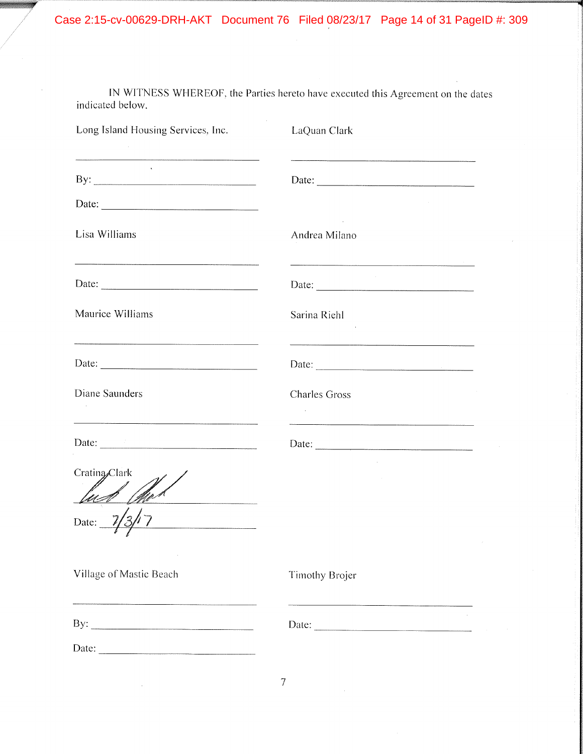IN WITNESS WHEREOF, the Parties hereto have executed this Agreement on the dates indicated below.

| | |
|---|---|
| Long Island Housing Services, Inc. | LaQuan Clark |
| \_\_\_\_\_\_\_\_\_\_\_\_\_\_\_\_\_\_\_\_\_\_\_\_\_\_\_\_ | \_\_\_\_\_\_\_\_\_\_\_\_\_\_\_\_\_\_\_\_\_\_\_\_\_\_\_\_ |
| By: \_\_\_\_\_\_\_\_\_\_\_\_\_\_\_\_\_\_\_\_\_\_\_\_ | Date: \_\_\_\_\_\_\_\_\_\_\_\_\_\_\_\_\_\_\_\_\_\_\_\_ |
| Date: \_\_\_\_\_\_\_\_\_\_\_\_\_\_\_\_\_\_\_\_\_\_\_\_ | |
| Lisa Williams | Andrea Milano |
| \_\_\_\_\_\_\_\_\_\_\_\_\_\_\_\_\_\_\_\_\_\_\_\_\_\_\_\_ | \_\_\_\_\_\_\_\_\_\_\_\_\_\_\_\_\_\_\_\_\_\_\_\_\_\_\_\_ |
| Date: \_\_\_\_\_\_\_\_\_\_\_\_\_\_\_\_\_\_\_\_\_\_\_\_ | Date: \_\_\_\_\_\_\_\_\_\_\_\_\_\_\_\_\_\_\_\_\_\_\_\_ |
| Maurice Williams | Sarina Riehl |
| \_\_\_\_\_\_\_\_\_\_\_\_\_\_\_\_\_\_\_\_\_\_\_\_\_\_\_\_ | \_\_\_\_\_\_\_\_\_\_\_\_\_\_\_\_\_\_\_\_\_\_\_\_\_\_\_\_ |
| Date: \_\_\_\_\_\_\_\_\_\_\_\_\_\_\_\_\_\_\_\_\_\_\_\_ | Date: \_\_\_\_\_\_\_\_\_\_\_\_\_\_\_\_\_\_\_\_\_\_\_\_ |
| Diane Saunders | Charles Gross |
| \_\_\_\_\_\_\_\_\_\_\_\_\_\_\_\_\_\_\_\_\_\_\_\_\_\_\_\_ | \_\_\_\_\_\_\_\_\_\_\_\_\_\_\_\_\_\_\_\_\_\_\_\_\_\_\_\_ |
| Date: \_\_\_\_\_\_\_\_\_\_\_\_\_\_\_\_\_\_\_\_\_\_\_\_ | Date: \_\_\_\_\_\_\_\_\_\_\_\_\_\_\_\_\_\_\_\_\_\_\_\_ |
| Cratina Clark | |
| [signature] | |
| Date: 7/3/17 | |
| Village of Mastic Beach | Timothy Brojer |
| \_\_\_\_\_\_\_\_\_\_\_\_\_\_\_\_\_\_\_\_\_\_\_\_\_\_\_\_ | \_\_\_\_\_\_\_\_\_\_\_\_\_\_\_\_\_\_\_\_\_\_\_\_\_\_\_\_ |
| By: \_\_\_\_\_\_\_\_\_\_\_\_\_\_\_\_\_\_\_\_\_\_\_\_ | Date: \_\_\_\_\_\_\_\_\_\_\_\_\_\_\_\_\_\_\_\_\_\_\_\_ |
| Date: \_\_\_\_\_\_\_\_\_\_\_\_\_\_\_\_\_\_\_\_\_\_\_\_ | |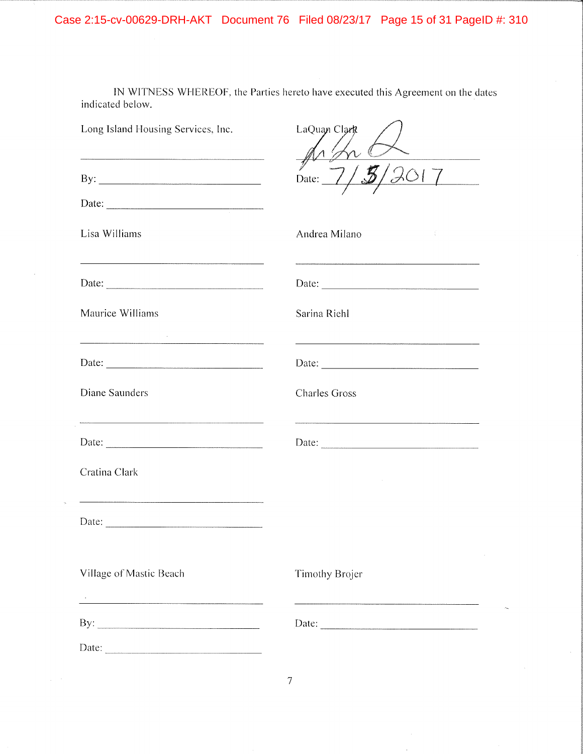IN WITNESS WHEREOF, the Parties hereto have executed this Agreement on the dates indicated below.

Long Island Housing Services, Inc.

\_\_\_\_\_\_\_\_\_\_\_\_\_\_\_\_\_\_\_\_\_\_\_\_\_\_\_\_\_\_

By: \_\_\_\_\_\_\_\_\_\_\_\_\_\_\_\_\_\_\_\_\_\_\_\_\_\_\_\_\_\_

Date: \_\_\_\_\_\_\_\_\_\_\_\_\_\_\_\_\_\_\_\_\_\_\_\_\_\_\_\_\_\_

LaQuan Clark

[signature]

Date: 7/3/2017

Lisa Williams

\_\_\_\_\_\_\_\_\_\_\_\_\_\_\_\_\_\_\_\_\_\_\_\_\_\_\_\_\_\_

Date: \_\_\_\_\_\_\_\_\_\_\_\_\_\_\_\_\_\_\_\_\_\_\_\_\_\_\_\_\_\_

Andrea Milano

\_\_\_\_\_\_\_\_\_\_\_\_\_\_\_\_\_\_\_\_\_\_\_\_\_\_\_\_\_\_

Date: \_\_\_\_\_\_\_\_\_\_\_\_\_\_\_\_\_\_\_\_\_\_\_\_\_\_\_\_\_\_

Maurice Williams

\_\_\_\_\_\_\_\_\_\_\_\_\_\_\_\_\_\_\_\_\_\_\_\_\_\_\_\_\_\_

Date: \_\_\_\_\_\_\_\_\_\_\_\_\_\_\_\_\_\_\_\_\_\_\_\_\_\_\_\_\_\_

Sarina Riehl

\_\_\_\_\_\_\_\_\_\_\_\_\_\_\_\_\_\_\_\_\_\_\_\_\_\_\_\_\_\_

Date: \_\_\_\_\_\_\_\_\_\_\_\_\_\_\_\_\_\_\_\_\_\_\_\_\_\_\_\_\_\_

Diane Saunders

\_\_\_\_\_\_\_\_\_\_\_\_\_\_\_\_\_\_\_\_\_\_\_\_\_\_\_\_\_\_

Date: \_\_\_\_\_\_\_\_\_\_\_\_\_\_\_\_\_\_\_\_\_\_\_\_\_\_\_\_\_\_

Charles Gross

\_\_\_\_\_\_\_\_\_\_\_\_\_\_\_\_\_\_\_\_\_\_\_\_\_\_\_\_\_\_

Date: \_\_\_\_\_\_\_\_\_\_\_\_\_\_\_\_\_\_\_\_\_\_\_\_\_\_\_\_\_\_

Cratina Clark

\_\_\_\_\_\_\_\_\_\_\_\_\_\_\_\_\_\_\_\_\_\_\_\_\_\_\_\_\_\_

Date: \_\_\_\_\_\_\_\_\_\_\_\_\_\_\_\_\_\_\_\_\_\_\_\_\_\_\_\_\_\_

Village of Mastic Beach

\_\_\_\_\_\_\_\_\_\_\_\_\_\_\_\_\_\_\_\_\_\_\_\_\_\_\_\_\_\_

By: \_\_\_\_\_\_\_\_\_\_\_\_\_\_\_\_\_\_\_\_\_\_\_\_\_\_\_\_\_\_

Date: \_\_\_\_\_\_\_\_\_\_\_\_\_\_\_\_\_\_\_\_\_\_\_\_\_\_\_\_\_\_

Timothy Brojer

\_\_\_\_\_\_\_\_\_\_\_\_\_\_\_\_\_\_\_\_\_\_\_\_\_\_\_\_\_\_

Date: \_\_\_\_\_\_\_\_\_\_\_\_\_\_\_\_\_\_\_\_\_\_\_\_\_\_\_\_\_\_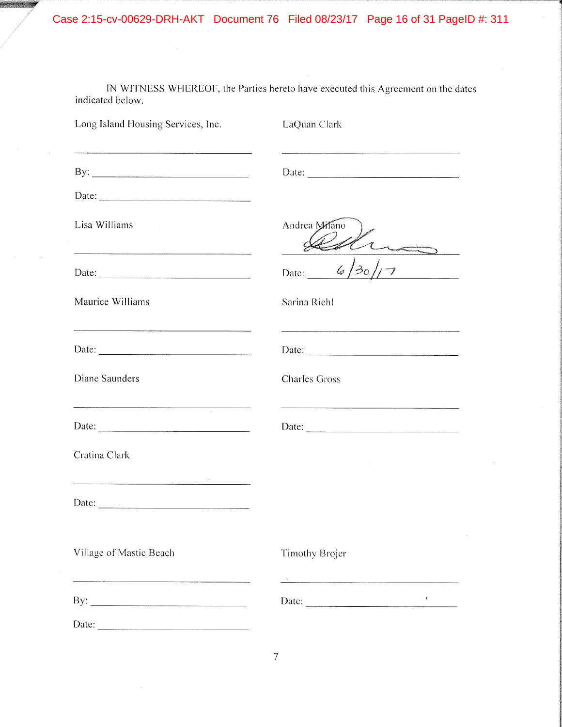IN WITNESS WHEREOF, the Parties hereto have executed this Agreement on the dates indicated below.

Long Island Housing Services, Inc.

\_\_\_\_\_\_\_\_\_\_\_\_\_\_\_\_\_\_\_\_\_\_\_\_\_\_\_\_\_\_\_\_

By: \_\_\_\_\_\_\_\_\_\_\_\_\_\_\_\_\_\_\_\_\_\_\_\_\_\_\_\_

Date: \_\_\_\_\_\_\_\_\_\_\_\_\_\_\_\_\_\_\_\_\_\_\_\_\_\_\_

LaQuan Clark

\_\_\_\_\_\_\_\_\_\_\_\_\_\_\_\_\_\_\_\_\_\_\_\_\_\_\_\_\_\_\_\_

Date: \_\_\_\_\_\_\_\_\_\_\_\_\_\_\_\_\_\_\_\_\_\_\_\_\_\_\_

Lisa Williams

\_\_\_\_\_\_\_\_\_\_\_\_\_\_\_\_\_\_\_\_\_\_\_\_\_\_\_\_\_\_\_\_

Date: \_\_\_\_\_\_\_\_\_\_\_\_\_\_\_\_\_\_\_\_\_\_\_\_\_\_\_

Andrea Milano

[signature]

Date: 6/30/17

Maurice Williams

\_\_\_\_\_\_\_\_\_\_\_\_\_\_\_\_\_\_\_\_\_\_\_\_\_\_\_\_\_\_\_\_

Date: \_\_\_\_\_\_\_\_\_\_\_\_\_\_\_\_\_\_\_\_\_\_\_\_\_\_\_

Sarina Riehl

\_\_\_\_\_\_\_\_\_\_\_\_\_\_\_\_\_\_\_\_\_\_\_\_\_\_\_\_\_\_\_\_

Date: \_\_\_\_\_\_\_\_\_\_\_\_\_\_\_\_\_\_\_\_\_\_\_\_\_\_\_

Diane Saunders

\_\_\_\_\_\_\_\_\_\_\_\_\_\_\_\_\_\_\_\_\_\_\_\_\_\_\_\_\_\_\_\_

Date: \_\_\_\_\_\_\_\_\_\_\_\_\_\_\_\_\_\_\_\_\_\_\_\_\_\_\_

Charles Gross

\_\_\_\_\_\_\_\_\_\_\_\_\_\_\_\_\_\_\_\_\_\_\_\_\_\_\_\_\_\_\_\_

Date: \_\_\_\_\_\_\_\_\_\_\_\_\_\_\_\_\_\_\_\_\_\_\_\_\_\_\_

Cratina Clark

\_\_\_\_\_\_\_\_\_\_\_\_\_\_\_\_\_\_\_\_\_\_\_\_\_\_\_\_\_\_\_\_

Date: \_\_\_\_\_\_\_\_\_\_\_\_\_\_\_\_\_\_\_\_\_\_\_\_\_\_\_

Village of Mastic Beach

\_\_\_\_\_\_\_\_\_\_\_\_\_\_\_\_\_\_\_\_\_\_\_\_\_\_\_\_\_\_\_\_

By: \_\_\_\_\_\_\_\_\_\_\_\_\_\_\_\_\_\_\_\_\_\_\_\_\_\_\_\_

Date: \_\_\_\_\_\_\_\_\_\_\_\_\_\_\_\_\_\_\_\_\_\_\_\_\_\_\_

Timothy Brojer

\_\_\_\_\_\_\_\_\_\_\_\_\_\_\_\_\_\_\_\_\_\_\_\_\_\_\_\_\_\_\_\_

Date: \_\_\_\_\_\_\_\_\_\_\_\_\_\_\_\_\_\_\_\_\_\_\_\_\_\_\_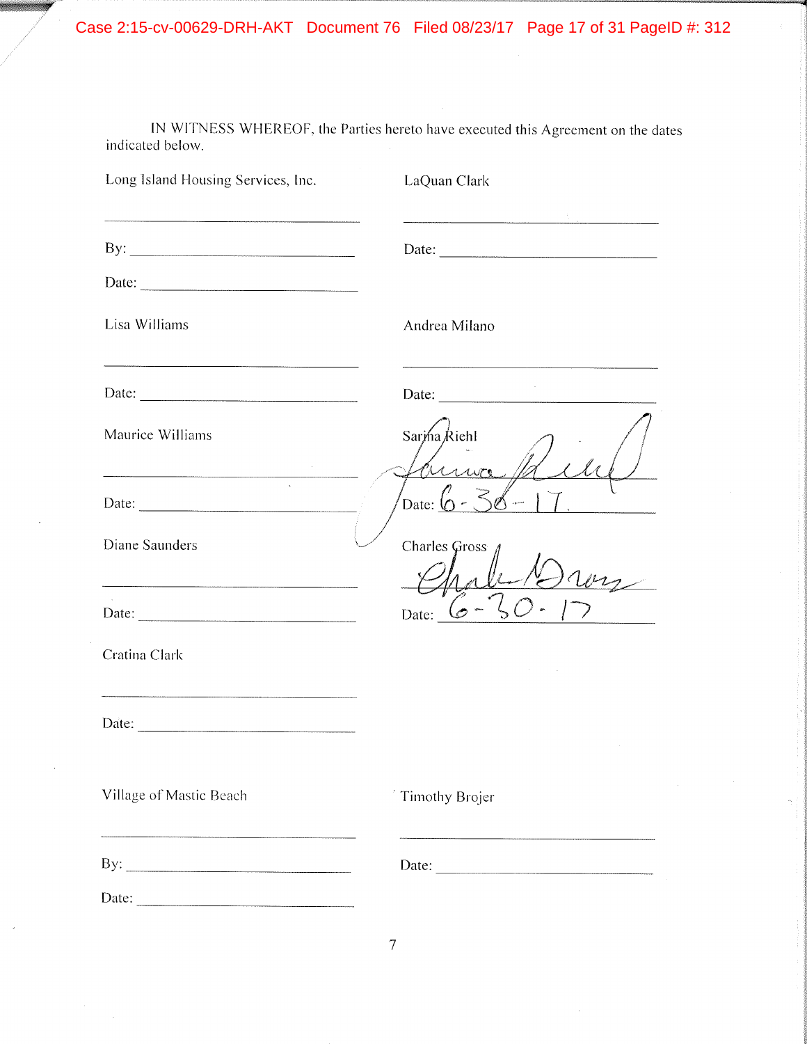IN WITNESS WHEREOF, the Parties hereto have executed this Agreement on the dates indicated below.

Long Island Housing Services, Inc.

_______________________________

By: ____________________________

Date: __________________________

LaQuan Clark

_______________________________

Date: __________________________

Lisa Williams

_______________________________

Date: __________________________

Andrea Milano

_______________________________

Date: __________________________

Maurice Williams

_______________________________

Date: __________________________

Sarina Riehl

_______________________________

Date: 6-30-17

Diane Saunders

_______________________________

Date: __________________________

Charles Gross

_______________________________

Date: 6-30-17

Cratina Clark

_______________________________

Date: __________________________

Village of Mastic Beach

_______________________________

By: ____________________________

Date: __________________________

Timothy Brojer

_______________________________

Date: __________________________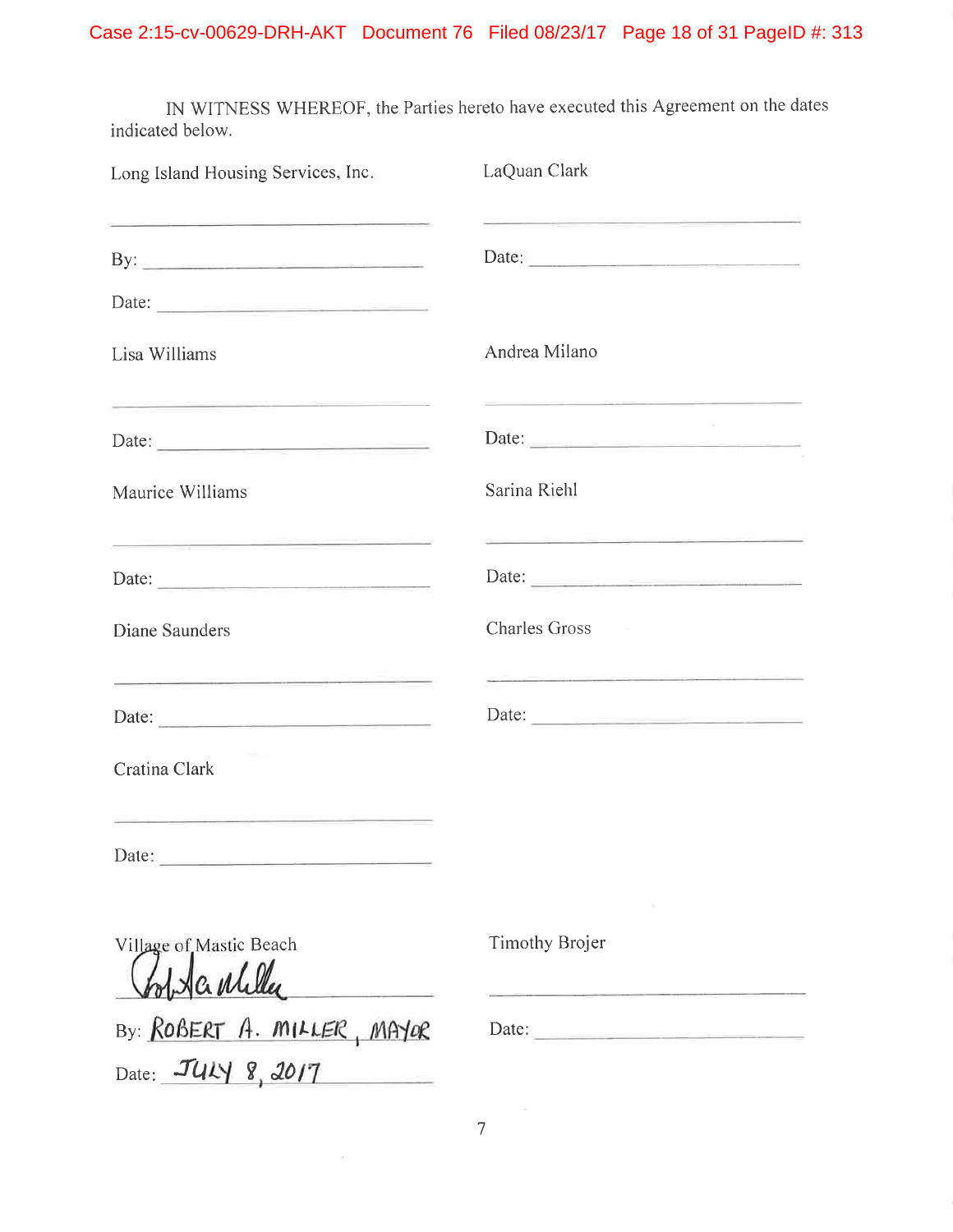IN WITNESS WHEREOF, the Parties hereto have executed this Agreement on the dates indicated below.

Long Island Housing Services, Inc.

______________________________

By: ______________________________

Date: ______________________________

LaQuan Clark

______________________________

Date: ______________________________

Lisa Williams

______________________________

Date: ______________________________

Andrea Milano

______________________________

Date: ______________________________

Maurice Williams

______________________________

Date: ______________________________

Sarina Riehl

______________________________

Date: ______________________________

Diane Saunders

______________________________

Date: ______________________________

Charles Gross

______________________________

Date: ______________________________

Cratina Clark

______________________________

Date: ______________________________

Village of Mastic Beach

[signature]

By: ROBERT A. MILLER, MAYOR

Date: JULY 8, 2017

Timothy Brojer

______________________________

Date: ______________________________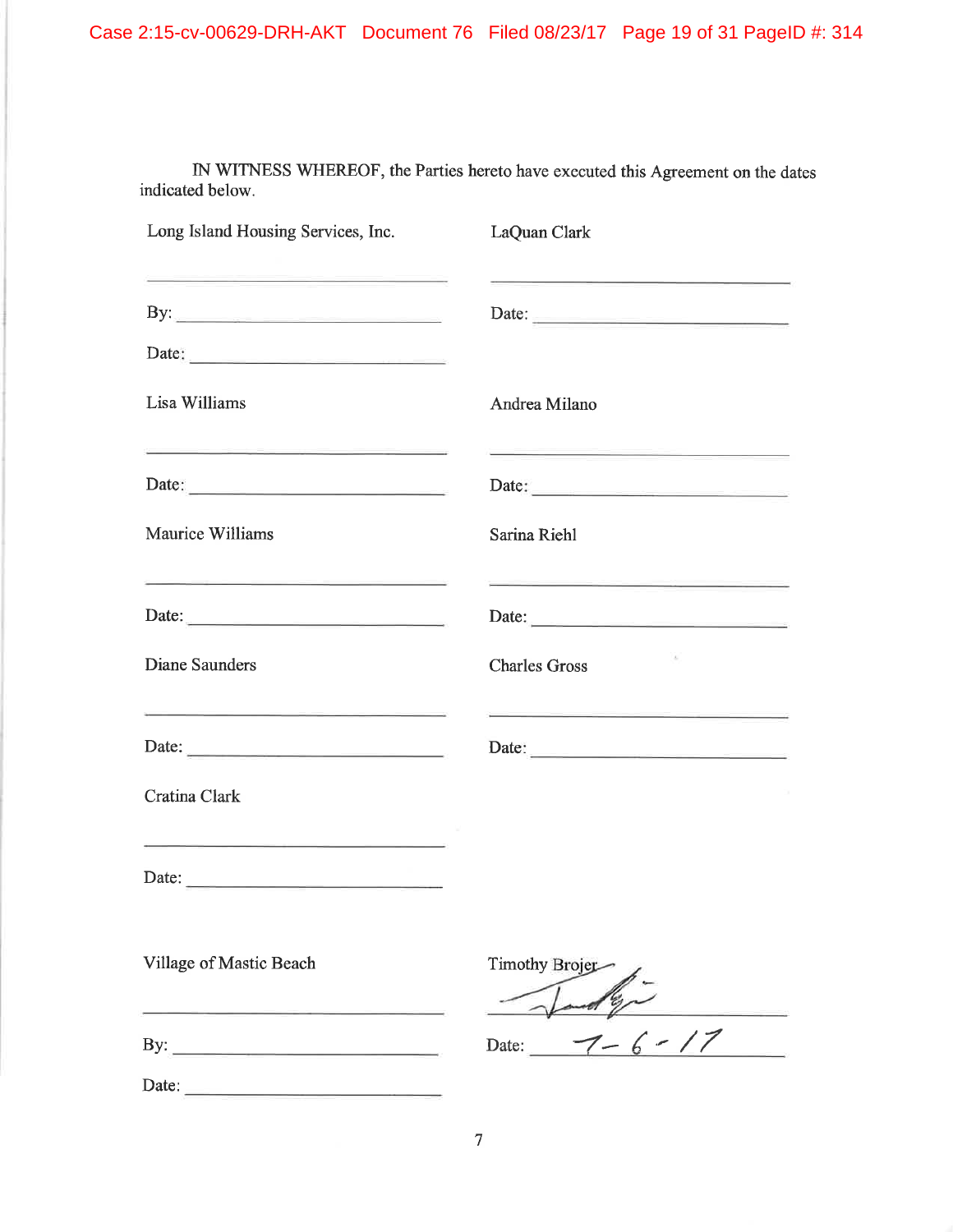IN WITNESS WHEREOF, the Parties hereto have executed this Agreement on the dates indicated below.

Long Island Housing Services, Inc.

______________________________

By: ______________________________

Date: ______________________________

LaQuan Clark

______________________________

Date: ______________________________

Lisa Williams

______________________________

Date: ______________________________

Andrea Milano

______________________________

Date: ______________________________

Maurice Williams

______________________________

Date: ______________________________

Sarina Riehl

______________________________

Date: ______________________________

Diane Saunders

______________________________

Date: ______________________________

Charles Gross

______________________________

Date: ______________________________

Cratina Clark

______________________________

Date: ______________________________

Village of Mastic Beach

______________________________

By: ______________________________

Date: ______________________________

Timothy Brojer

______________________________

Date: 7-6-17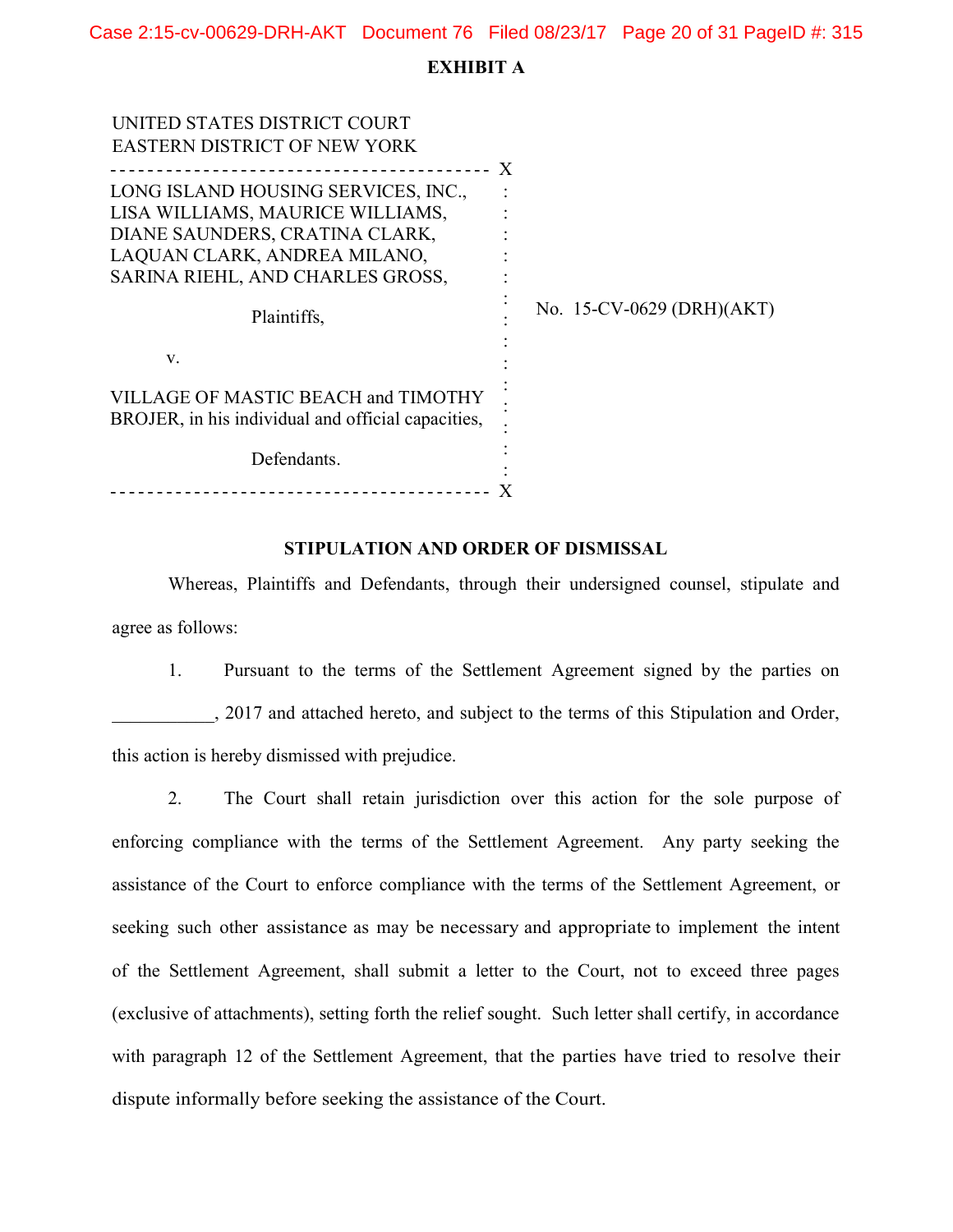**EXHIBIT A**

UNITED STATES DISTRICT COURT
EASTERN DISTRICT OF NEW YORK

LONG ISLAND HOUSING SERVICES, INC., LISA WILLIAMS, MAURICE WILLIAMS, DIANE SAUNDERS, CRATINA CLARK, LAQUAN CLARK, ANDREA MILANO, SARINA RIEHL, AND CHARLES GROSS,

Plaintiffs,

v.

VILLAGE OF MASTIC BEACH and TIMOTHY BROJER, in his individual and official capacities,

Defendants.

No. 15-CV-0629 (DRH)(AKT)

**STIPULATION AND ORDER OF DISMISSAL**

Whereas, Plaintiffs and Defendants, through their undersigned counsel, stipulate and agree as follows:

1. Pursuant to the terms of the Settlement Agreement signed by the parties on ___________, 2017 and attached hereto, and subject to the terms of this Stipulation and Order, this action is hereby dismissed with prejudice.

2. The Court shall retain jurisdiction over this action for the sole purpose of enforcing compliance with the terms of the Settlement Agreement. Any party seeking the assistance of the Court to enforce compliance with the terms of the Settlement Agreement, or seeking such other assistance as may be necessary and appropriate to implement the intent of the Settlement Agreement, shall submit a letter to the Court, not to exceed three pages (exclusive of attachments), setting forth the relief sought. Such letter shall certify, in accordance with paragraph 12 of the Settlement Agreement, that the parties have tried to resolve their dispute informally before seeking the assistance of the Court.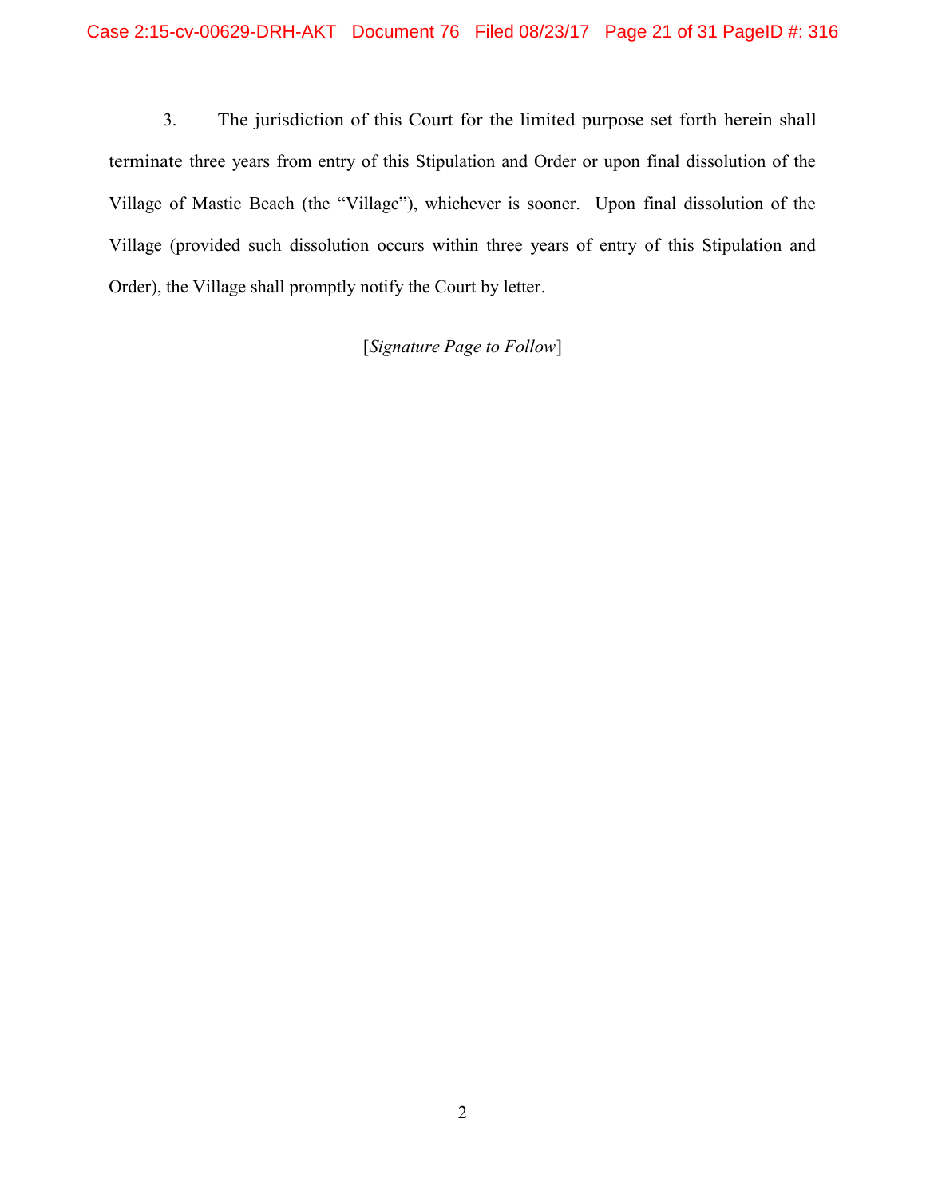3. The jurisdiction of this Court for the limited purpose set forth herein shall terminate three years from entry of this Stipulation and Order or upon final dissolution of the Village of Mastic Beach (the "Village"), whichever is sooner. Upon final dissolution of the Village (provided such dissolution occurs within three years of entry of this Stipulation and Order), the Village shall promptly notify the Court by letter.

[*Signature Page to Follow*]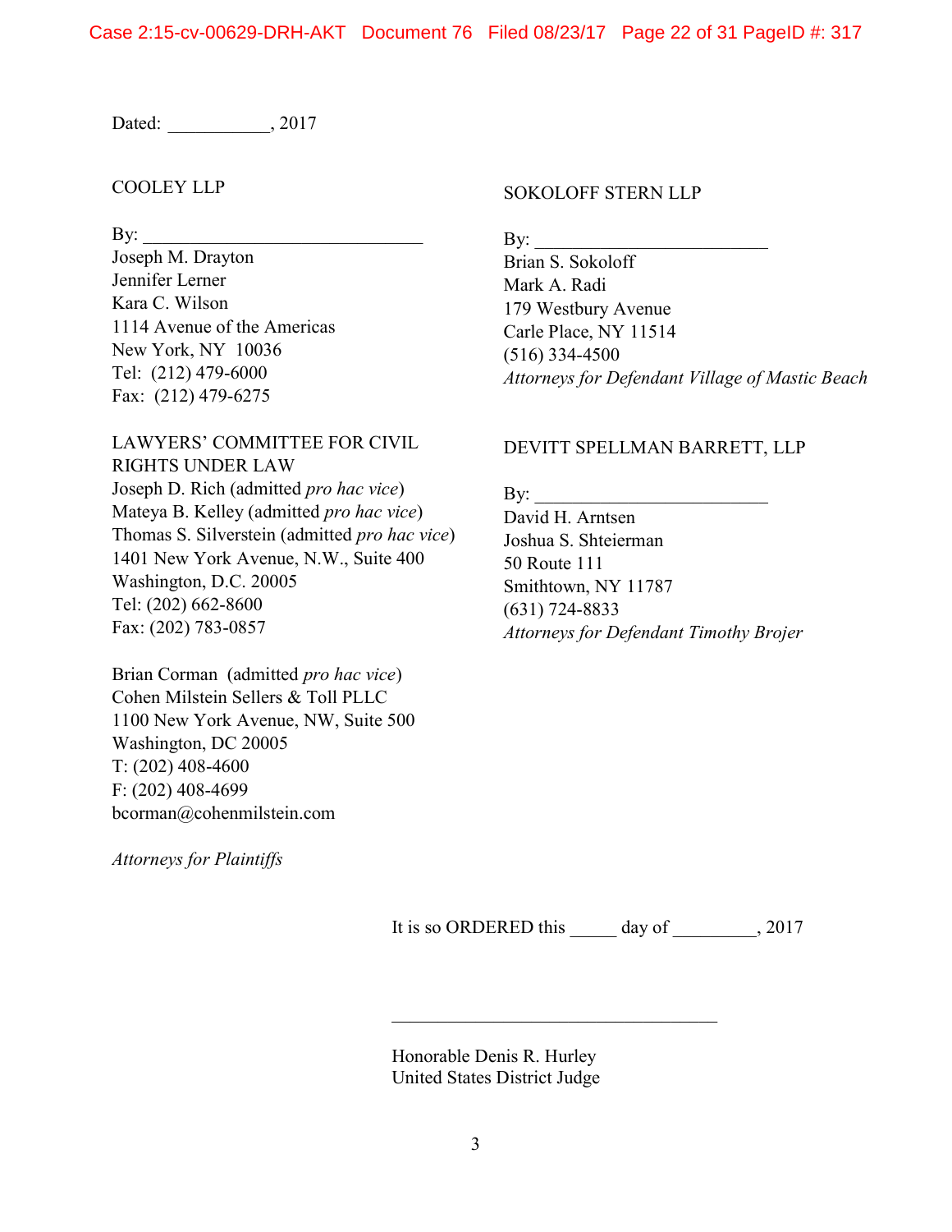Dated: ___________, 2017

COOLEY LLP

By: _______________________________
Joseph M. Drayton
Jennifer Lerner
Kara C. Wilson
1114 Avenue of the Americas
New York, NY 10036
Tel: (212) 479-6000
Fax: (212) 479-6275

LAWYERS' COMMITTEE FOR CIVIL RIGHTS UNDER LAW
Joseph D. Rich (admitted *pro hac vice*)
Mateya B. Kelley (admitted *pro hac vice*)
Thomas S. Silverstein (admitted *pro hac vice*)
1401 New York Avenue, N.W., Suite 400
Washington, D.C. 20005
Tel: (202) 662-8600
Fax: (202) 783-0857

Brian Corman (admitted *pro hac vice*)
Cohen Milstein Sellers & Toll PLLC
1100 New York Avenue, NW, Suite 500
Washington, DC 20005
T: (202) 408-4600
F: (202) 408-4699
bcorman@cohenmilstein.com

*Attorneys for Plaintiffs*

SOKOLOFF STERN LLP

By: _________________________
Brian S. Sokoloff
Mark A. Radi
179 Westbury Avenue
Carle Place, NY 11514
(516) 334-4500
*Attorneys for Defendant Village of Mastic Beach*

DEVITT SPELLMAN BARRETT, LLP

By: _________________________
David H. Arntsen
Joshua S. Shteierman
50 Route 111
Smithtown, NY 11787
(631) 724-8833
*Attorneys for Defendant Timothy Brojer*

It is so ORDERED this _____ day of _________, 2017

____________________________________

Honorable Denis R. Hurley
United States District Judge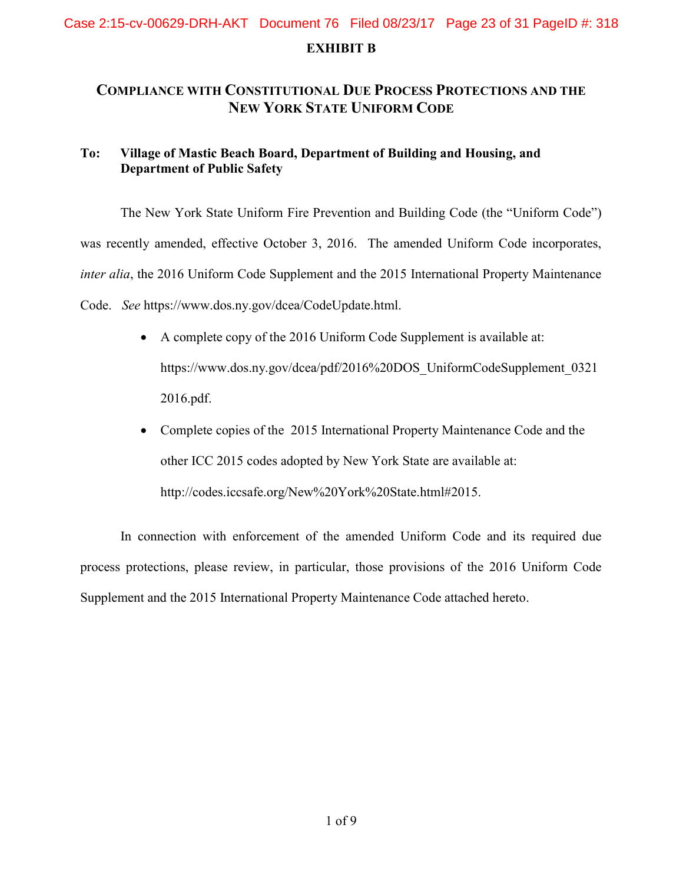**EXHIBIT B**

## COMPLIANCE WITH CONSTITUTIONAL DUE PROCESS PROTECTIONS AND THE NEW YORK STATE UNIFORM CODE

**To: Village of Mastic Beach Board, Department of Building and Housing, and Department of Public Safety**

The New York State Uniform Fire Prevention and Building Code (the "Uniform Code") was recently amended, effective October 3, 2016. The amended Uniform Code incorporates, *inter alia*, the 2016 Uniform Code Supplement and the 2015 International Property Maintenance Code. *See* https://www.dos.ny.gov/dcea/CodeUpdate.html.

- A complete copy of the 2016 Uniform Code Supplement is available at: https://www.dos.ny.gov/dcea/pdf/2016%20DOS_UniformCodeSupplement_03212016.pdf.
- Complete copies of the 2015 International Property Maintenance Code and the other ICC 2015 codes adopted by New York State are available at: http://codes.iccsafe.org/New%20York%20State.html#2015.

In connection with enforcement of the amended Uniform Code and its required due process protections, please review, in particular, those provisions of the 2016 Uniform Code Supplement and the 2015 International Property Maintenance Code attached hereto.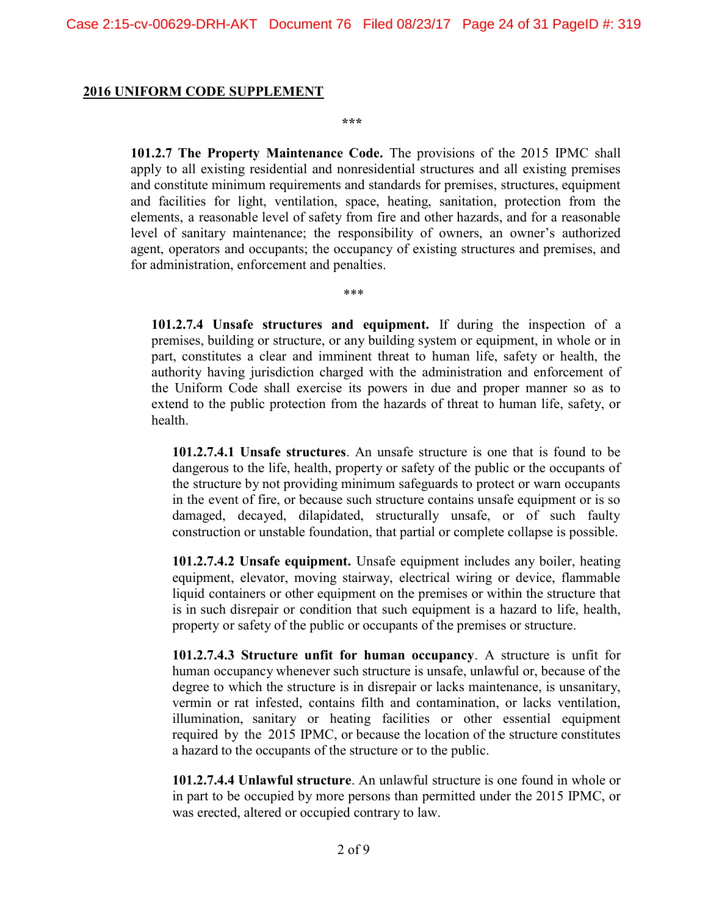**2016 UNIFORM CODE SUPPLEMENT**

\*\*\*

**101.2.7 The Property Maintenance Code.** The provisions of the 2015 IPMC shall apply to all existing residential and nonresidential structures and all existing premises and constitute minimum requirements and standards for premises, structures, equipment and facilities for light, ventilation, space, heating, sanitation, protection from the elements, a reasonable level of safety from fire and other hazards, and for a reasonable level of sanitary maintenance; the responsibility of owners, an owner's authorized agent, operators and occupants; the occupancy of existing structures and premises, and for administration, enforcement and penalties.

\*\*\*

**101.2.7.4 Unsafe structures and equipment.** If during the inspection of a premises, building or structure, or any building system or equipment, in whole or in part, constitutes a clear and imminent threat to human life, safety or health, the authority having jurisdiction charged with the administration and enforcement of the Uniform Code shall exercise its powers in due and proper manner so as to extend to the public protection from the hazards of threat to human life, safety, or health.

**101.2.7.4.1 Unsafe structures**. An unsafe structure is one that is found to be dangerous to the life, health, property or safety of the public or the occupants of the structure by not providing minimum safeguards to protect or warn occupants in the event of fire, or because such structure contains unsafe equipment or is so damaged, decayed, dilapidated, structurally unsafe, or of such faulty construction or unstable foundation, that partial or complete collapse is possible.

**101.2.7.4.2 Unsafe equipment.** Unsafe equipment includes any boiler, heating equipment, elevator, moving stairway, electrical wiring or device, flammable liquid containers or other equipment on the premises or within the structure that is in such disrepair or condition that such equipment is a hazard to life, health, property or safety of the public or occupants of the premises or structure.

**101.2.7.4.3 Structure unfit for human occupancy**. A structure is unfit for human occupancy whenever such structure is unsafe, unlawful or, because of the degree to which the structure is in disrepair or lacks maintenance, is unsanitary, vermin or rat infested, contains filth and contamination, or lacks ventilation, illumination, sanitary or heating facilities or other essential equipment required by the 2015 IPMC, or because the location of the structure constitutes a hazard to the occupants of the structure or to the public.

**101.2.7.4.4 Unlawful structure**. An unlawful structure is one found in whole or in part to be occupied by more persons than permitted under the 2015 IPMC, or was erected, altered or occupied contrary to law.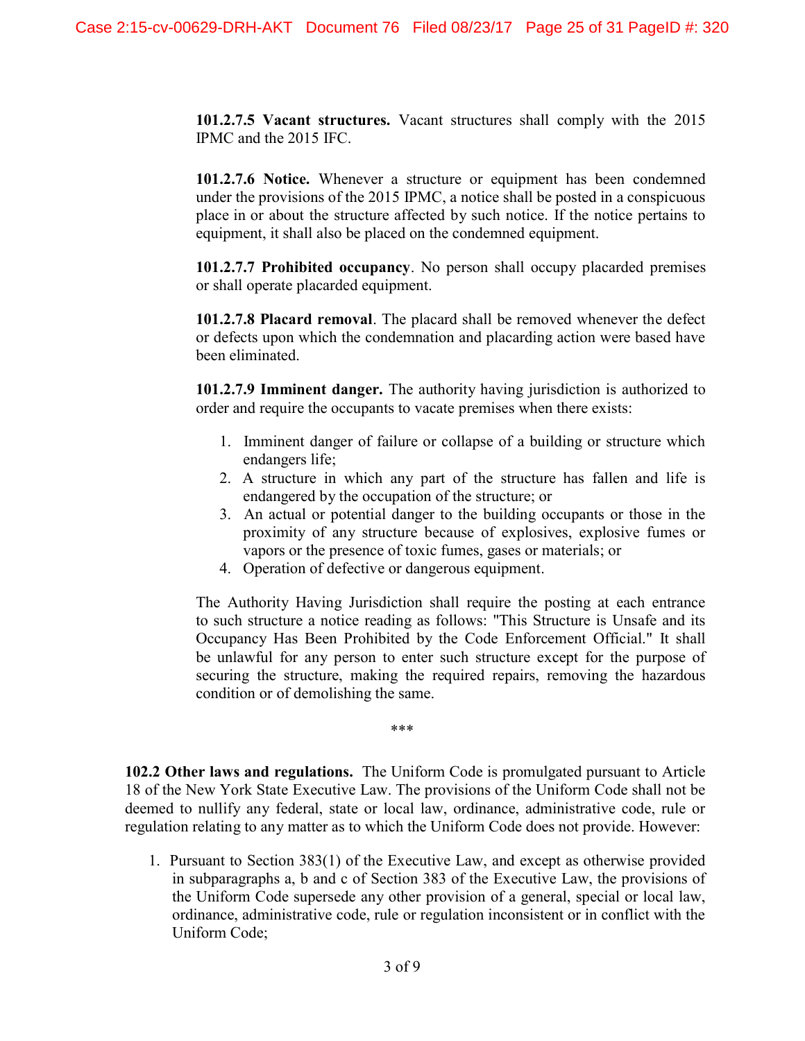**101.2.7.5 Vacant structures.** Vacant structures shall comply with the 2015 IPMC and the 2015 IFC.

**101.2.7.6 Notice.** Whenever a structure or equipment has been condemned under the provisions of the 2015 IPMC, a notice shall be posted in a conspicuous place in or about the structure affected by such notice. If the notice pertains to equipment, it shall also be placed on the condemned equipment.

**101.2.7.7 Prohibited occupancy**. No person shall occupy placarded premises or shall operate placarded equipment.

**101.2.7.8 Placard removal**. The placard shall be removed whenever the defect or defects upon which the condemnation and placarding action were based have been eliminated.

**101.2.7.9 Imminent danger.** The authority having jurisdiction is authorized to order and require the occupants to vacate premises when there exists:

1. Imminent danger of failure or collapse of a building or structure which endangers life;
2. A structure in which any part of the structure has fallen and life is endangered by the occupation of the structure; or
3. An actual or potential danger to the building occupants or those in the proximity of any structure because of explosives, explosive fumes or vapors or the presence of toxic fumes, gases or materials; or
4. Operation of defective or dangerous equipment.

The Authority Having Jurisdiction shall require the posting at each entrance to such structure a notice reading as follows: "This Structure is Unsafe and its Occupancy Has Been Prohibited by the Code Enforcement Official." It shall be unlawful for any person to enter such structure except for the purpose of securing the structure, making the required repairs, removing the hazardous condition or of demolishing the same.

***

**102.2 Other laws and regulations.** The Uniform Code is promulgated pursuant to Article 18 of the New York State Executive Law. The provisions of the Uniform Code shall not be deemed to nullify any federal, state or local law, ordinance, administrative code, rule or regulation relating to any matter as to which the Uniform Code does not provide. However:

1. Pursuant to Section 383(1) of the Executive Law, and except as otherwise provided in subparagraphs a, b and c of Section 383 of the Executive Law, the provisions of the Uniform Code supersede any other provision of a general, special or local law, ordinance, administrative code, rule or regulation inconsistent or in conflict with the Uniform Code;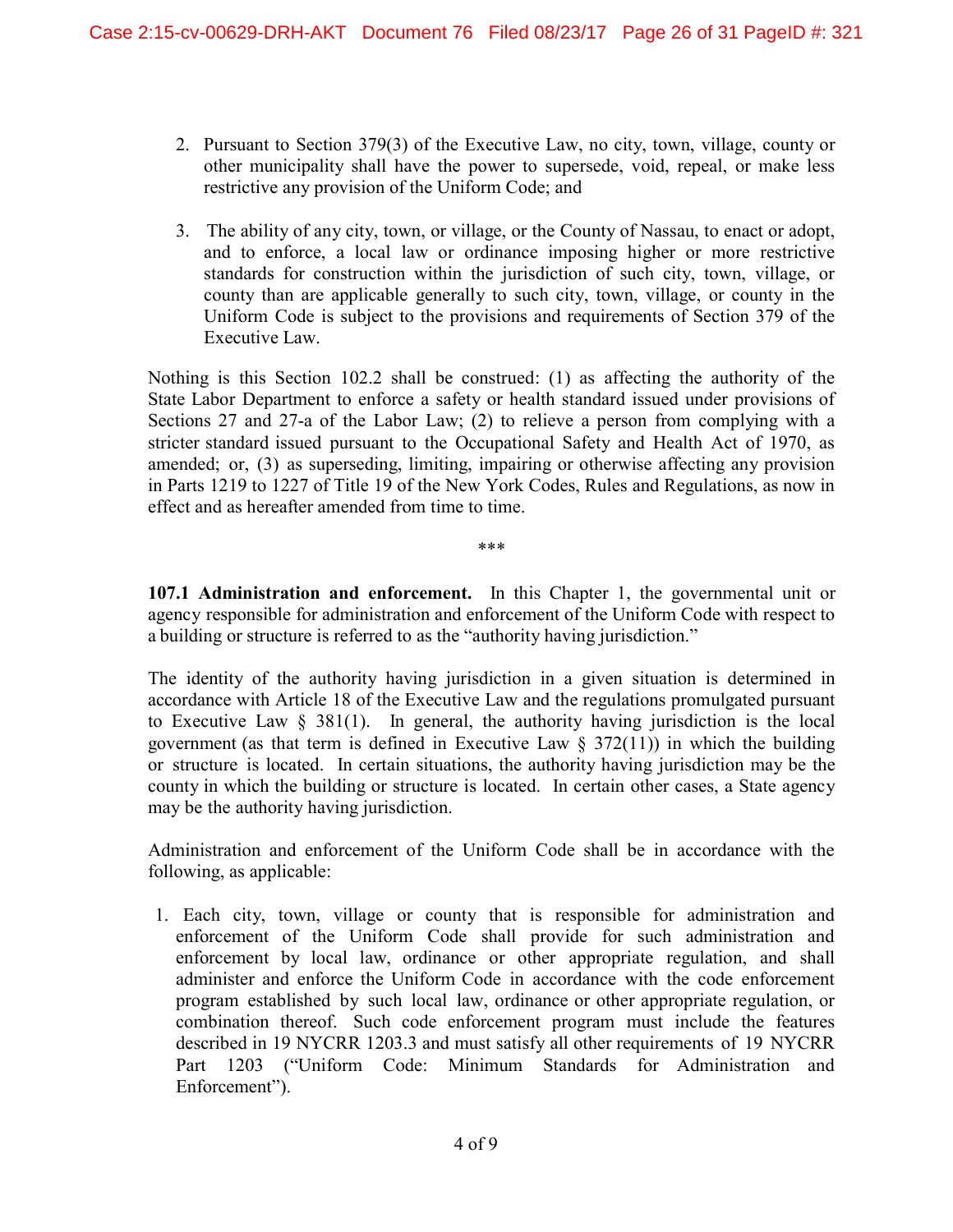2. Pursuant to Section 379(3) of the Executive Law, no city, town, village, county or other municipality shall have the power to supersede, void, repeal, or make less restrictive any provision of the Uniform Code; and

3. The ability of any city, town, or village, or the County of Nassau, to enact or adopt, and to enforce, a local law or ordinance imposing higher or more restrictive standards for construction within the jurisdiction of such city, town, village, or county than are applicable generally to such city, town, village, or county in the Uniform Code is subject to the provisions and requirements of Section 379 of the Executive Law.

Nothing is this Section 102.2 shall be construed: (1) as affecting the authority of the State Labor Department to enforce a safety or health standard issued under provisions of Sections 27 and 27-a of the Labor Law; (2) to relieve a person from complying with a stricter standard issued pursuant to the Occupational Safety and Health Act of 1970, as amended; or, (3) as superseding, limiting, impairing or otherwise affecting any provision in Parts 1219 to 1227 of Title 19 of the New York Codes, Rules and Regulations, as now in effect and as hereafter amended from time to time.

***

**107.1 Administration and enforcement.** In this Chapter 1, the governmental unit or agency responsible for administration and enforcement of the Uniform Code with respect to a building or structure is referred to as the "authority having jurisdiction."

The identity of the authority having jurisdiction in a given situation is determined in accordance with Article 18 of the Executive Law and the regulations promulgated pursuant to Executive Law § 381(1). In general, the authority having jurisdiction is the local government (as that term is defined in Executive Law § 372(11)) in which the building or structure is located. In certain situations, the authority having jurisdiction may be the county in which the building or structure is located. In certain other cases, a State agency may be the authority having jurisdiction.

Administration and enforcement of the Uniform Code shall be in accordance with the following, as applicable:

1. Each city, town, village or county that is responsible for administration and enforcement of the Uniform Code shall provide for such administration and enforcement by local law, ordinance or other appropriate regulation, and shall administer and enforce the Uniform Code in accordance with the code enforcement program established by such local law, ordinance or other appropriate regulation, or combination thereof. Such code enforcement program must include the features described in 19 NYCRR 1203.3 and must satisfy all other requirements of 19 NYCRR Part 1203 ("Uniform Code: Minimum Standards for Administration and Enforcement").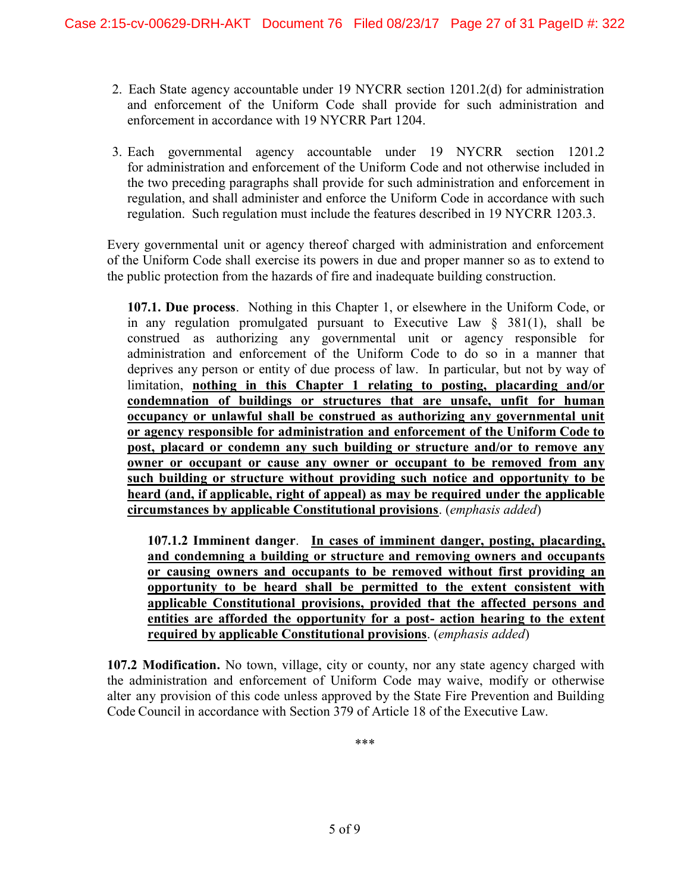2. Each State agency accountable under 19 NYCRR section 1201.2(d) for administration and enforcement of the Uniform Code shall provide for such administration and enforcement in accordance with 19 NYCRR Part 1204.

3. Each governmental agency accountable under 19 NYCRR section 1201.2 for administration and enforcement of the Uniform Code and not otherwise included in the two preceding paragraphs shall provide for such administration and enforcement in regulation, and shall administer and enforce the Uniform Code in accordance with such regulation. Such regulation must include the features described in 19 NYCRR 1203.3.

Every governmental unit or agency thereof charged with administration and enforcement of the Uniform Code shall exercise its powers in due and proper manner so as to extend to the public protection from the hazards of fire and inadequate building construction.

> **107.1. Due process**. Nothing in this Chapter 1, or elsewhere in the Uniform Code, or in any regulation promulgated pursuant to Executive Law § 381(1), shall be construed as authorizing any governmental unit or agency responsible for administration and enforcement of the Uniform Code to do so in a manner that deprives any person or entity of due process of law. In particular, but not by way of limitation, <u>**nothing in this Chapter 1 relating to posting, placarding and/or condemnation of buildings or structures that are unsafe, unfit for human occupancy or unlawful shall be construed as authorizing any governmental unit or agency responsible for administration and enforcement of the Uniform Code to post, placard or condemn any such building or structure and/or to remove any owner or occupant or cause any owner or occupant to be removed from any such building or structure without providing such notice and opportunity to be heard (and, if applicable, right of appeal) as may be required under the applicable circumstances by applicable Constitutional provisions**</u>. (*emphasis added*)
>
> > **107.1.2 Imminent danger**. <u>**In cases of imminent danger, posting, placarding, and condemning a building or structure and removing owners and occupants or causing owners and occupants to be removed without first providing an opportunity to be heard shall be permitted to the extent consistent with applicable Constitutional provisions, provided that the affected persons and entities are afforded the opportunity for a post- action hearing to the extent required by applicable Constitutional provisions**</u>. (*emphasis added*)

**107.2 Modification.** No town, village, city or county, nor any state agency charged with the administration and enforcement of Uniform Code may waive, modify or otherwise alter any provision of this code unless approved by the State Fire Prevention and Building Code Council in accordance with Section 379 of Article 18 of the Executive Law.

***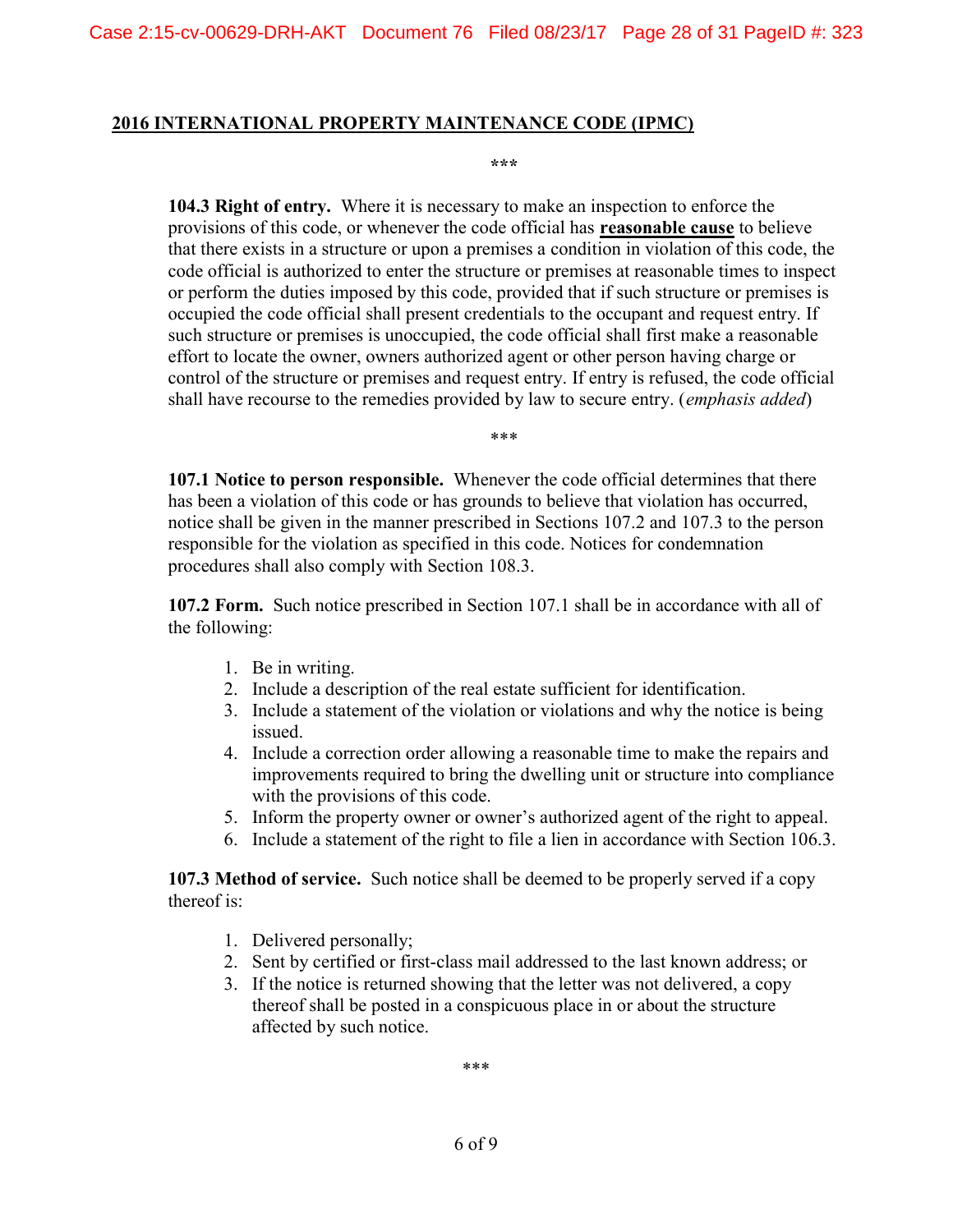**2016 INTERNATIONAL PROPERTY MAINTENANCE CODE (IPMC)**

***

**104.3 Right of entry.** Where it is necessary to make an inspection to enforce the provisions of this code, or whenever the code official has **reasonable cause** to believe that there exists in a structure or upon a premises a condition in violation of this code, the code official is authorized to enter the structure or premises at reasonable times to inspect or perform the duties imposed by this code, provided that if such structure or premises is occupied the code official shall present credentials to the occupant and request entry. If such structure or premises is unoccupied, the code official shall first make a reasonable effort to locate the owner, owners authorized agent or other person having charge or control of the structure or premises and request entry. If entry is refused, the code official shall have recourse to the remedies provided by law to secure entry. (*emphasis added*)

***

**107.1 Notice to person responsible.** Whenever the code official determines that there has been a violation of this code or has grounds to believe that violation has occurred, notice shall be given in the manner prescribed in Sections 107.2 and 107.3 to the person responsible for the violation as specified in this code. Notices for condemnation procedures shall also comply with Section 108.3.

**107.2 Form.** Such notice prescribed in Section 107.1 shall be in accordance with all of the following:

1. Be in writing.
2. Include a description of the real estate sufficient for identification.
3. Include a statement of the violation or violations and why the notice is being issued.
4. Include a correction order allowing a reasonable time to make the repairs and improvements required to bring the dwelling unit or structure into compliance with the provisions of this code.
5. Inform the property owner or owner's authorized agent of the right to appeal.
6. Include a statement of the right to file a lien in accordance with Section 106.3.

**107.3 Method of service.** Such notice shall be deemed to be properly served if a copy thereof is:

1. Delivered personally;
2. Sent by certified or first-class mail addressed to the last known address; or
3. If the notice is returned showing that the letter was not delivered, a copy thereof shall be posted in a conspicuous place in or about the structure affected by such notice.

***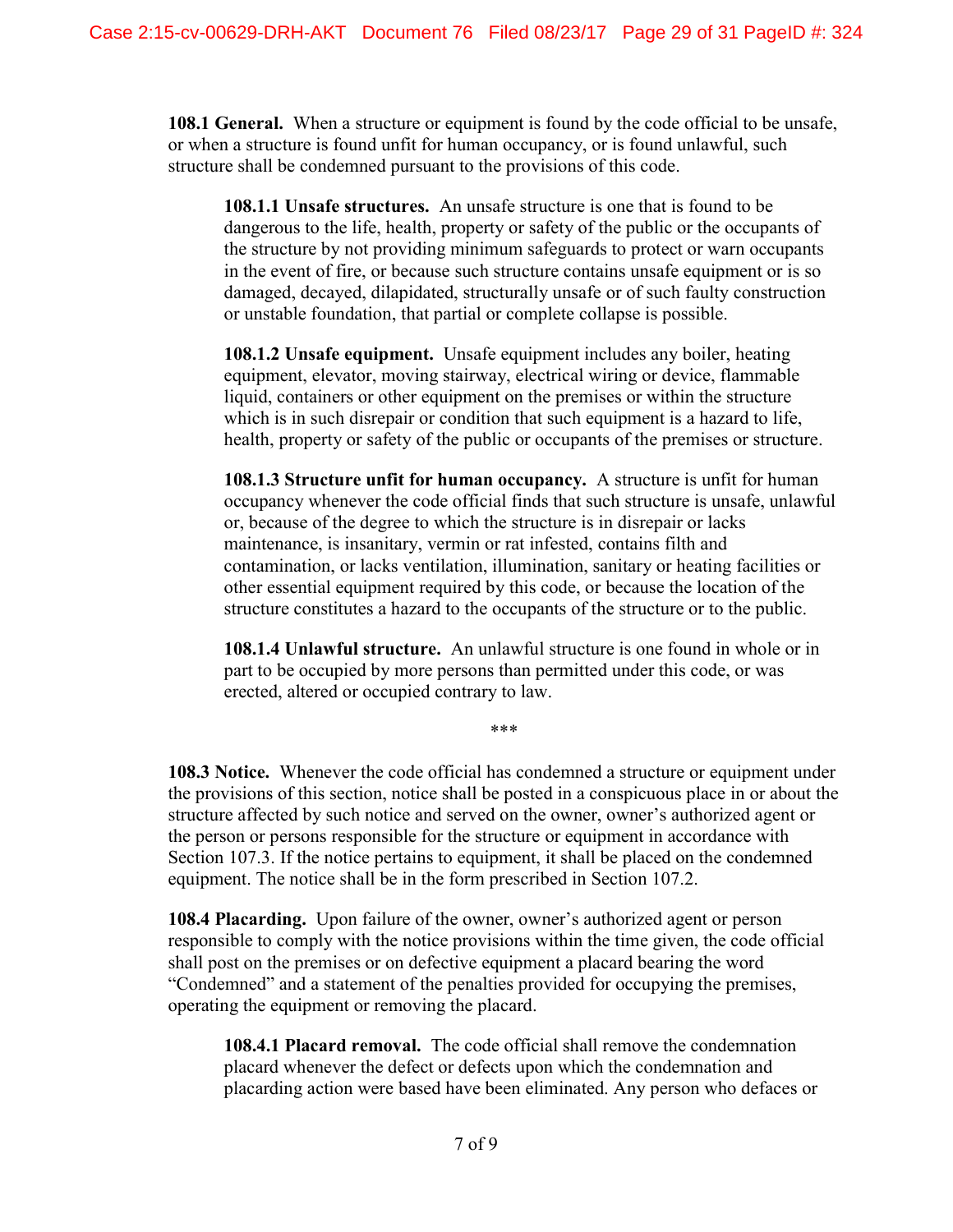**108.1 General.** When a structure or equipment is found by the code official to be unsafe, or when a structure is found unfit for human occupancy, or is found unlawful, such structure shall be condemned pursuant to the provisions of this code.

> **108.1.1 Unsafe structures.** An unsafe structure is one that is found to be dangerous to the life, health, property or safety of the public or the occupants of the structure by not providing minimum safeguards to protect or warn occupants in the event of fire, or because such structure contains unsafe equipment or is so damaged, decayed, dilapidated, structurally unsafe or of such faulty construction or unstable foundation, that partial or complete collapse is possible.
>
> **108.1.2 Unsafe equipment.** Unsafe equipment includes any boiler, heating equipment, elevator, moving stairway, electrical wiring or device, flammable liquid, containers or other equipment on the premises or within the structure which is in such disrepair or condition that such equipment is a hazard to life, health, property or safety of the public or occupants of the premises or structure.
>
> **108.1.3 Structure unfit for human occupancy.** A structure is unfit for human occupancy whenever the code official finds that such structure is unsafe, unlawful or, because of the degree to which the structure is in disrepair or lacks maintenance, is insanitary, vermin or rat infested, contains filth and contamination, or lacks ventilation, illumination, sanitary or heating facilities or other essential equipment required by this code, or because the location of the structure constitutes a hazard to the occupants of the structure or to the public.
>
> **108.1.4 Unlawful structure.** An unlawful structure is one found in whole or in part to be occupied by more persons than permitted under this code, or was erected, altered or occupied contrary to law.

***

**108.3 Notice.** Whenever the code official has condemned a structure or equipment under the provisions of this section, notice shall be posted in a conspicuous place in or about the structure affected by such notice and served on the owner, owner's authorized agent or the person or persons responsible for the structure or equipment in accordance with Section 107.3. If the notice pertains to equipment, it shall be placed on the condemned equipment. The notice shall be in the form prescribed in Section 107.2.

**108.4 Placarding.** Upon failure of the owner, owner's authorized agent or person responsible to comply with the notice provisions within the time given, the code official shall post on the premises or on defective equipment a placard bearing the word "Condemned" and a statement of the penalties provided for occupying the premises, operating the equipment or removing the placard.

> **108.4.1 Placard removal.** The code official shall remove the condemnation placard whenever the defect or defects upon which the condemnation and placarding action were based have been eliminated. Any person who defaces or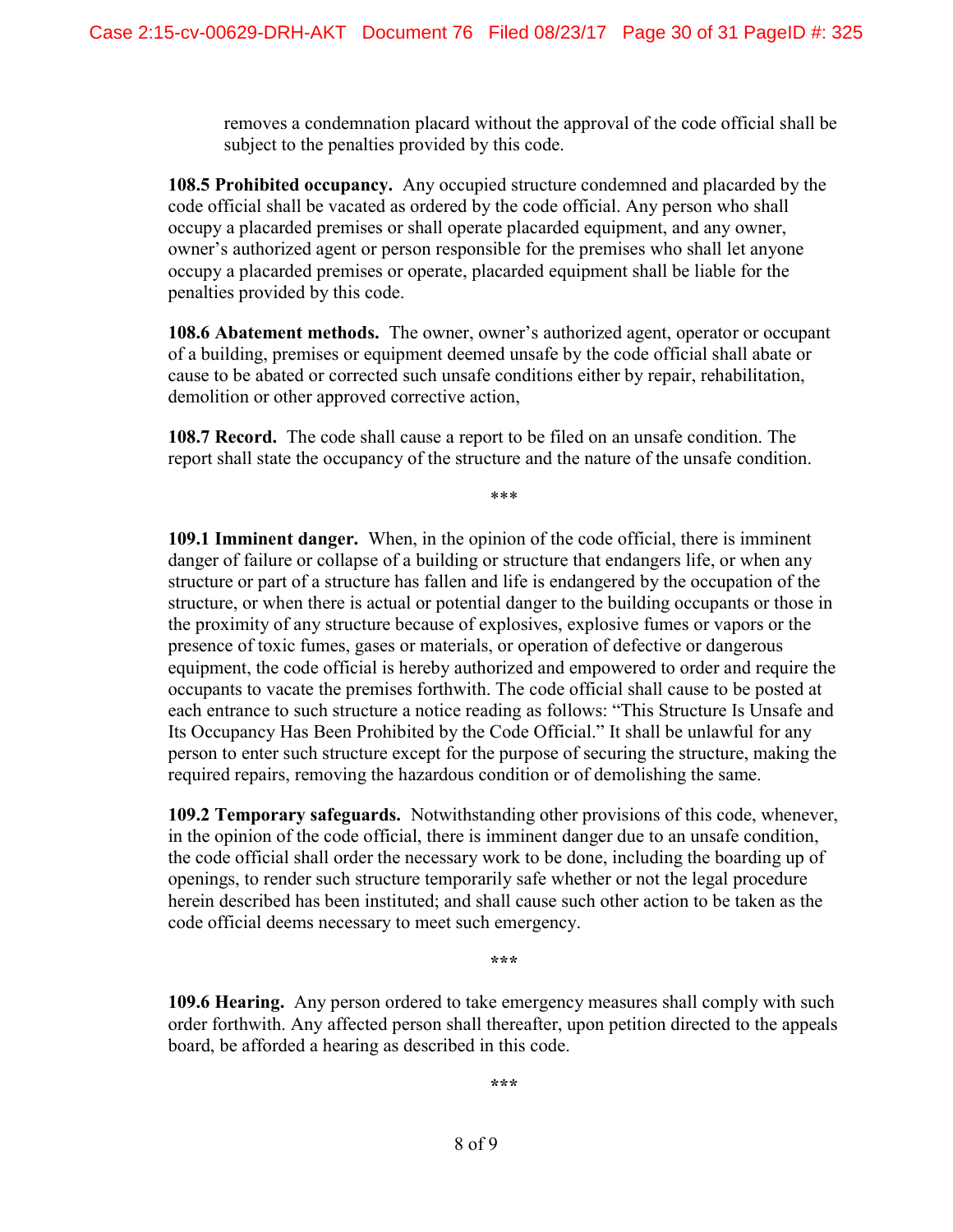removes a condemnation placard without the approval of the code official shall be subject to the penalties provided by this code.

**108.5 Prohibited occupancy.** Any occupied structure condemned and placarded by the code official shall be vacated as ordered by the code official. Any person who shall occupy a placarded premises or shall operate placarded equipment, and any owner, owner's authorized agent or person responsible for the premises who shall let anyone occupy a placarded premises or operate, placarded equipment shall be liable for the penalties provided by this code.

**108.6 Abatement methods.** The owner, owner's authorized agent, operator or occupant of a building, premises or equipment deemed unsafe by the code official shall abate or cause to be abated or corrected such unsafe conditions either by repair, rehabilitation, demolition or other approved corrective action,

**108.7 Record.** The code shall cause a report to be filed on an unsafe condition. The report shall state the occupancy of the structure and the nature of the unsafe condition.

***

**109.1 Imminent danger.** When, in the opinion of the code official, there is imminent danger of failure or collapse of a building or structure that endangers life, or when any structure or part of a structure has fallen and life is endangered by the occupation of the structure, or when there is actual or potential danger to the building occupants or those in the proximity of any structure because of explosives, explosive fumes or vapors or the presence of toxic fumes, gases or materials, or operation of defective or dangerous equipment, the code official is hereby authorized and empowered to order and require the occupants to vacate the premises forthwith. The code official shall cause to be posted at each entrance to such structure a notice reading as follows: "This Structure Is Unsafe and Its Occupancy Has Been Prohibited by the Code Official." It shall be unlawful for any person to enter such structure except for the purpose of securing the structure, making the required repairs, removing the hazardous condition or of demolishing the same.

**109.2 Temporary safeguards.** Notwithstanding other provisions of this code, whenever, in the opinion of the code official, there is imminent danger due to an unsafe condition, the code official shall order the necessary work to be done, including the boarding up of openings, to render such structure temporarily safe whether or not the legal procedure herein described has been instituted; and shall cause such other action to be taken as the code official deems necessary to meet such emergency.

***

**109.6 Hearing.** Any person ordered to take emergency measures shall comply with such order forthwith. Any affected person shall thereafter, upon petition directed to the appeals board, be afforded a hearing as described in this code.

***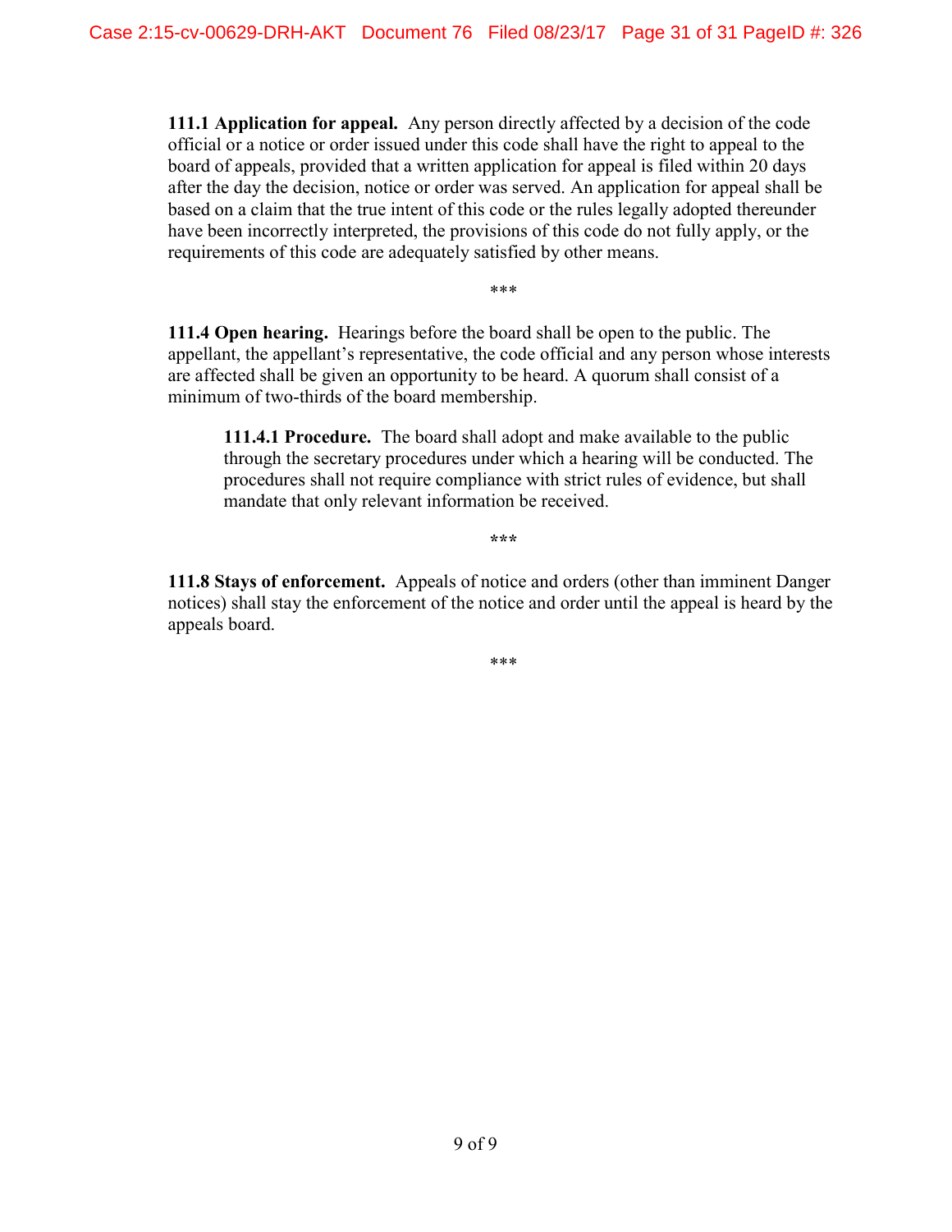**111.1 Application for appeal.** Any person directly affected by a decision of the code official or a notice or order issued under this code shall have the right to appeal to the board of appeals, provided that a written application for appeal is filed within 20 days after the day the decision, notice or order was served. An application for appeal shall be based on a claim that the true intent of this code or the rules legally adopted thereunder have been incorrectly interpreted, the provisions of this code do not fully apply, or the requirements of this code are adequately satisfied by other means.

***

**111.4 Open hearing.** Hearings before the board shall be open to the public. The appellant, the appellant's representative, the code official and any person whose interests are affected shall be given an opportunity to be heard. A quorum shall consist of a minimum of two-thirds of the board membership.

> **111.4.1 Procedure.** The board shall adopt and make available to the public through the secretary procedures under which a hearing will be conducted. The procedures shall not require compliance with strict rules of evidence, but shall mandate that only relevant information be received.

***

**111.8 Stays of enforcement.** Appeals of notice and orders (other than imminent Danger notices) shall stay the enforcement of the notice and order until the appeal is heard by the appeals board.

***